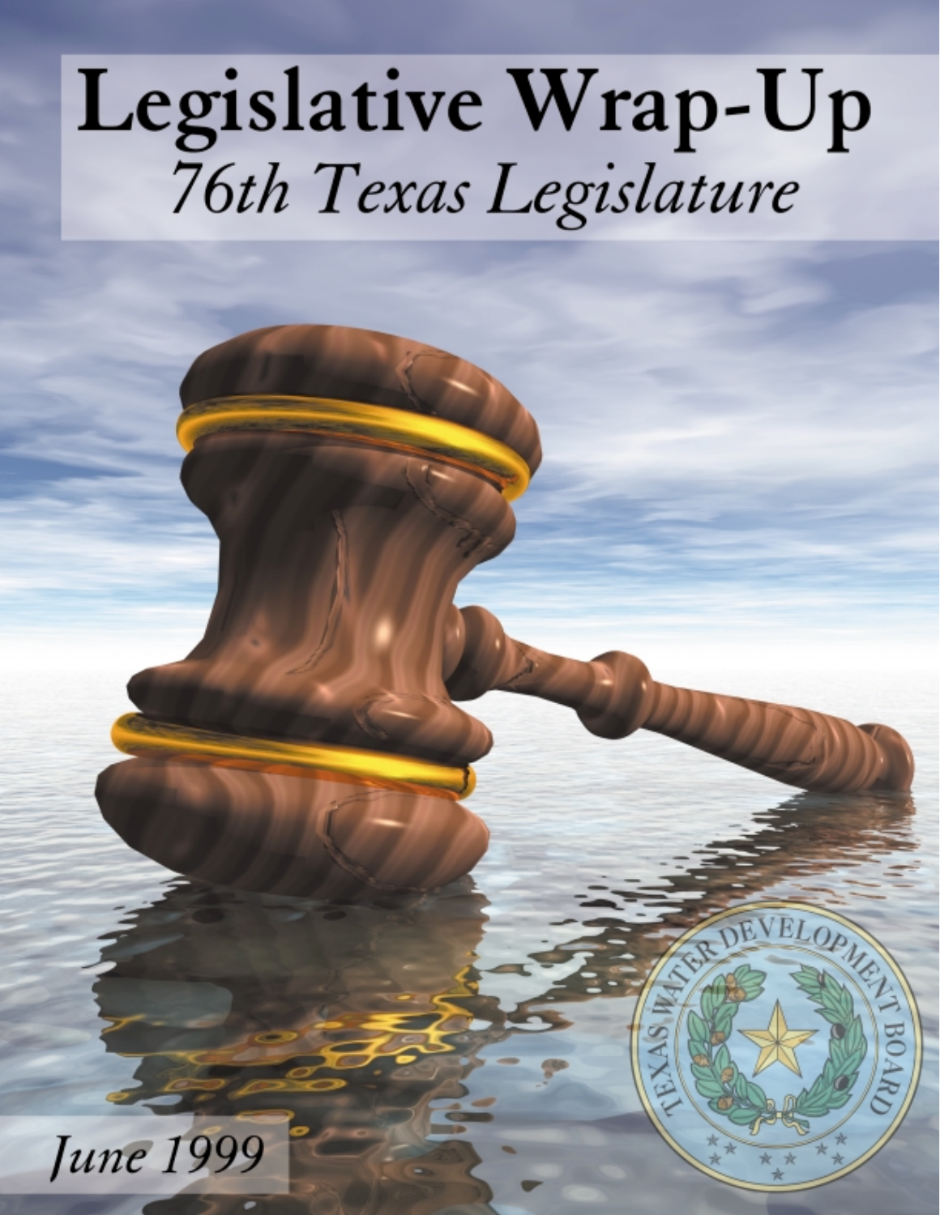# Legislative Wrap-Up

*76th Texas Legislature*

*June 1999*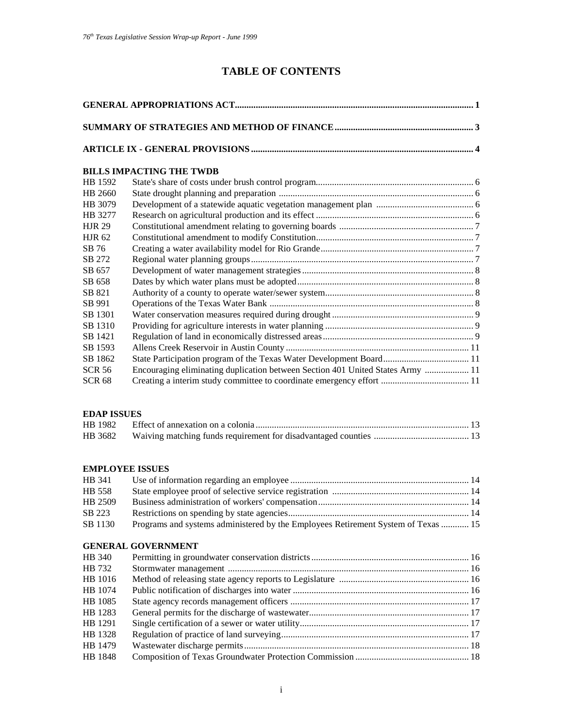# TABLE OF CONTENTS

**GENERAL APPROPRIATIONS ACT** ..................................................... 1

**SUMMARY OF STRATEGIES AND METHOD OF FINANCE** ..................................................... 3

**ARTICLE IX - GENERAL PROVISIONS** ..................................................... 4

**BILLS IMPACTING THE TWDB**

| | | |
|---|---|---|
| HB 1592 | State's share of costs under brush control program | 6 |
| HB 2660 | State drought planning and preparation | 6 |
| HB 3079 | Development of a statewide aquatic vegetation management plan | 6 |
| HB 3277 | Research on agricultural production and its effect | 6 |
| HJR 29 | Constitutional amendment relating to governing boards | 7 |
| HJR 62 | Constitutional amendment to modify Constitution | 7 |
| SB 76 | Creating a water availability model for Rio Grande | 7 |
| SB 272 | Regional water planning groups | 7 |
| SB 657 | Development of water management strategies | 8 |
| SB 658 | Dates by which water plans must be adopted | 8 |
| SB 821 | Authority of a county to operate water/sewer system | 8 |
| SB 991 | Operations of the Texas Water Bank | 8 |
| SB 1301 | Water conservation measures required during drought | 9 |
| SB 1310 | Providing for agriculture interests in water planning | 9 |
| SB 1421 | Regulation of land in economically distressed areas | 9 |
| SB 1593 | Allens Creek Reservoir in Austin County | 11 |
| SB 1862 | State Participation program of the Texas Water Development Board | 11 |
| SCR 56 | Encouraging eliminating duplication between Section 401 United States Army | 11 |
| SCR 68 | Creating a interim study committee to coordinate emergency effort | 11 |

**EDAP ISSUES**

| | | |
|---|---|---|
| HB 1982 | Effect of annexation on a colonia | 13 |
| HB 3682 | Waiving matching funds requirement for disadvantaged counties | 13 |

**EMPLOYEE ISSUES**

| | | |
|---|---|---|
| HB 341 | Use of information regarding an employee | 14 |
| HB 558 | State employee proof of selective service registration | 14 |
| HB 2509 | Business administration of workers' compensation | 14 |
| SB 223 | Restrictions on spending by state agencies | 14 |
| SB 1130 | Programs and systems administered by the Employees Retirement System of Texas | 15 |

**GENERAL GOVERNMENT**

| | | |
|---|---|---|
| HB 340 | Permitting in groundwater conservation districts | 16 |
| HB 732 | Stormwater management | 16 |
| HB 1016 | Method of releasing state agency reports to Legislature | 16 |
| HB 1074 | Public notification of discharges into water | 16 |
| HB 1085 | State agency records management officers | 17 |
| HB 1283 | General permits for the discharge of wastewater | 17 |
| HB 1291 | Single certification of a sewer or water utility | 17 |
| HB 1328 | Regulation of practice of land surveying | 17 |
| HB 1479 | Wastewater discharge permits | 18 |
| HB 1848 | Composition of Texas Groundwater Protection Commission | 18 |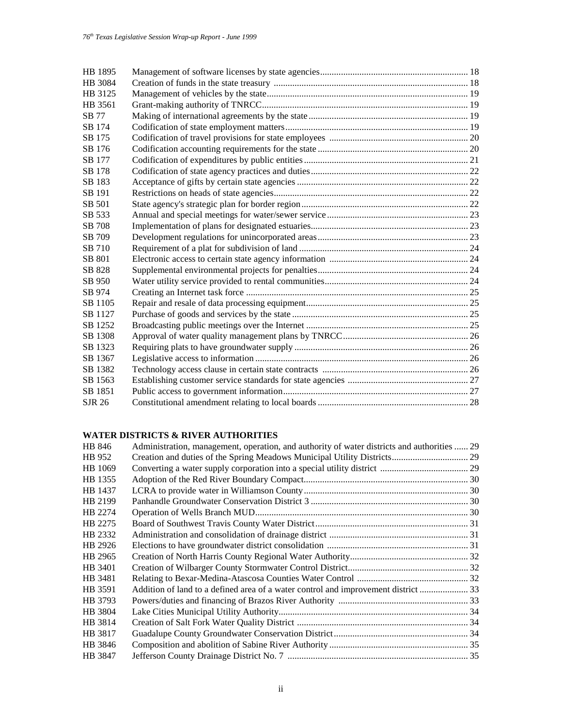| | | |
|---|---|---|
| HB 1895 | Management of software licenses by state agencies | 18 |
| HB 3084 | Creation of funds in the state treasury | 18 |
| HB 3125 | Management of vehicles by the state | 19 |
| HB 3561 | Grant-making authority of TNRCC | 19 |
| SB 77 | Making of international agreements by the state | 19 |
| SB 174 | Codification of state employment matters | 19 |
| SB 175 | Codification of travel provisions for state employees | 20 |
| SB 176 | Codification accounting requirements for the state | 20 |
| SB 177 | Codification of expenditures by public entities | 21 |
| SB 178 | Codification of state agency practices and duties | 22 |
| SB 183 | Acceptance of gifts by certain state agencies | 22 |
| SB 191 | Restrictions on heads of state agencies | 22 |
| SB 501 | State agency's strategic plan for border region | 22 |
| SB 533 | Annual and special meetings for water/sewer service | 23 |
| SB 708 | Implementation of plans for designated estuaries | 23 |
| SB 709 | Development regulations for unincorporated areas | 23 |
| SB 710 | Requirement of a plat for subdivision of land | 24 |
| SB 801 | Electronic access to certain state agency information | 24 |
| SB 828 | Supplemental environmental projects for penalties | 24 |
| SB 950 | Water utility service provided to rental communities | 24 |
| SB 974 | Creating an Internet task force | 25 |
| SB 1105 | Repair and resale of data processing equipment | 25 |
| SB 1127 | Purchase of goods and services by the state | 25 |
| SB 1252 | Broadcasting public meetings over the Internet | 25 |
| SB 1308 | Approval of water quality management plans by TNRCC | 26 |
| SB 1323 | Requiring plats to have groundwater supply | 26 |
| SB 1367 | Legislative access to information | 26 |
| SB 1382 | Technology access clause in certain state contracts | 26 |
| SB 1563 | Establishing customer service standards for state agencies | 27 |
| SB 1851 | Public access to government information | 27 |
| SJR 26 | Constitutional amendment relating to local boards | 28 |

**WATER DISTRICTS & RIVER AUTHORITIES**

| | | |
|---|---|---|
| HB 846 | Administration, management, operation, and authority of water districts and authorities | 29 |
| HB 952 | Creation and duties of the Spring Meadows Municipal Utility Districts | 29 |
| HB 1069 | Converting a water supply corporation into a special utility district | 29 |
| HB 1355 | Adoption of the Red River Boundary Compact | 30 |
| HB 1437 | LCRA to provide water in Williamson County | 30 |
| HB 2199 | Panhandle Groundwater Conservation District 3 | 30 |
| HB 2274 | Operation of Wells Branch MUD | 30 |
| HB 2275 | Board of Southwest Travis County Water District | 31 |
| HB 2332 | Administration and consolidation of drainage district | 31 |
| HB 2926 | Elections to have groundwater district consolidation | 31 |
| HB 2965 | Creation of North Harris County Regional Water Authority | 32 |
| HB 3401 | Creation of Wilbarger County Stormwater Control District | 32 |
| HB 3481 | Relating to Bexar-Medina-Atascosa Counties Water Control | 32 |
| HB 3591 | Addition of land to a defined area of a water control and improvement district | 33 |
| HB 3793 | Powers/duties and financing of Brazos River Authority | 33 |
| HB 3804 | Lake Cities Municipal Utility Authority | 34 |
| HB 3814 | Creation of Salt Fork Water Quality District | 34 |
| HB 3817 | Guadalupe County Groundwater Conservation District | 34 |
| HB 3846 | Composition and abolition of Sabine River Authority | 35 |
| HB 3847 | Jefferson County Drainage District No. 7 | 35 |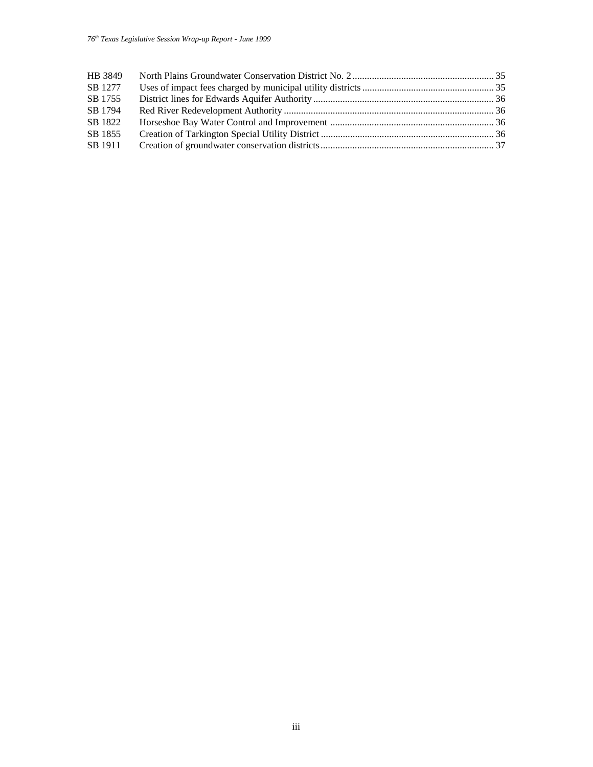| | | |
|---|---|---|
| HB 3849 | North Plains Groundwater Conservation District No. 2 | 35 |
| SB 1277 | Uses of impact fees charged by municipal utility districts | 35 |
| SB 1755 | District lines for Edwards Aquifer Authority | 36 |
| SB 1794 | Red River Redevelopment Authority | 36 |
| SB 1822 | Horseshoe Bay Water Control and Improvement | 36 |
| SB 1855 | Creation of Tarkington Special Utility District | 36 |
| SB 1911 | Creation of groundwater conservation districts | 37 |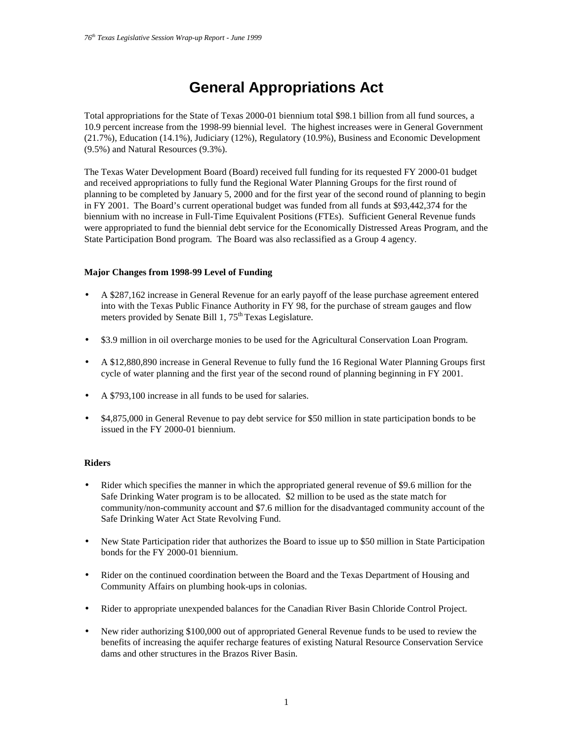# General Appropriations Act

Total appropriations for the State of Texas 2000-01 biennium total $98.1 billion from all fund sources, a 10.9 percent increase from the 1998-99 biennial level. The highest increases were in General Government (21.7%), Education (14.1%), Judiciary (12%), Regulatory (10.9%), Business and Economic Development (9.5%) and Natural Resources (9.3%).

The Texas Water Development Board (Board) received full funding for its requested FY 2000-01 budget and received appropriations to fully fund the Regional Water Planning Groups for the first round of planning to be completed by January 5, 2000 and for the first year of the second round of planning to begin in FY 2001. The Board's current operational budget was funded from all funds at $93,442,374 for the biennium with no increase in Full-Time Equivalent Positions (FTEs). Sufficient General Revenue funds were appropriated to fund the biennial debt service for the Economically Distressed Areas Program, and the State Participation Bond program. The Board was also reclassified as a Group 4 agency.

**Major Changes from 1998-99 Level of Funding**

- A $287,162 increase in General Revenue for an early payoff of the lease purchase agreement entered into with the Texas Public Finance Authority in FY 98, for the purchase of stream gauges and flow meters provided by Senate Bill 1, 75th Texas Legislature.
- $3.9 million in oil overcharge monies to be used for the Agricultural Conservation Loan Program.
- A $12,880,890 increase in General Revenue to fully fund the 16 Regional Water Planning Groups first cycle of water planning and the first year of the second round of planning beginning in FY 2001.
- A $793,100 increase in all funds to be used for salaries.
- $4,875,000 in General Revenue to pay debt service for $50 million in state participation bonds to be issued in the FY 2000-01 biennium.

**Riders**

- Rider which specifies the manner in which the appropriated general revenue of $9.6 million for the Safe Drinking Water program is to be allocated. $2 million to be used as the state match for community/non-community account and $7.6 million for the disadvantaged community account of the Safe Drinking Water Act State Revolving Fund.
- New State Participation rider that authorizes the Board to issue up to $50 million in State Participation bonds for the FY 2000-01 biennium.
- Rider on the continued coordination between the Board and the Texas Department of Housing and Community Affairs on plumbing hook-ups in colonias.
- Rider to appropriate unexpended balances for the Canadian River Basin Chloride Control Project.
- New rider authorizing $100,000 out of appropriated General Revenue funds to be used to review the benefits of increasing the aquifer recharge features of existing Natural Resource Conservation Service dams and other structures in the Brazos River Basin.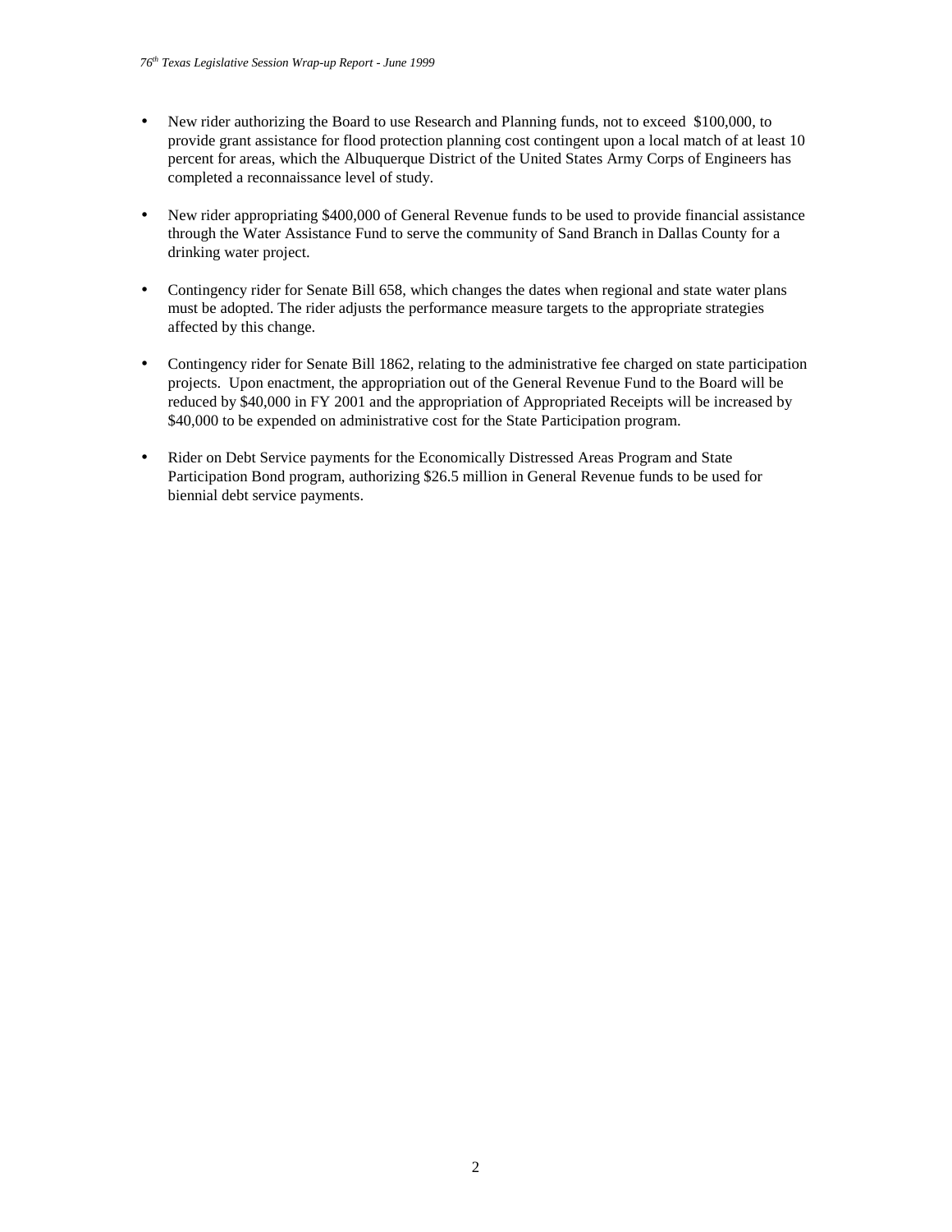- New rider authorizing the Board to use Research and Planning funds, not to exceed $100,000, to provide grant assistance for flood protection planning cost contingent upon a local match of at least 10 percent for areas, which the Albuquerque District of the United States Army Corps of Engineers has completed a reconnaissance level of study.

- New rider appropriating $400,000 of General Revenue funds to be used to provide financial assistance through the Water Assistance Fund to serve the community of Sand Branch in Dallas County for a drinking water project.

- Contingency rider for Senate Bill 658, which changes the dates when regional and state water plans must be adopted. The rider adjusts the performance measure targets to the appropriate strategies affected by this change.

- Contingency rider for Senate Bill 1862, relating to the administrative fee charged on state participation projects. Upon enactment, the appropriation out of the General Revenue Fund to the Board will be reduced by $40,000 in FY 2001 and the appropriation of Appropriated Receipts will be increased by $40,000 to be expended on administrative cost for the State Participation program.

- Rider on Debt Service payments for the Economically Distressed Areas Program and State Participation Bond program, authorizing $26.5 million in General Revenue funds to be used for biennial debt service payments.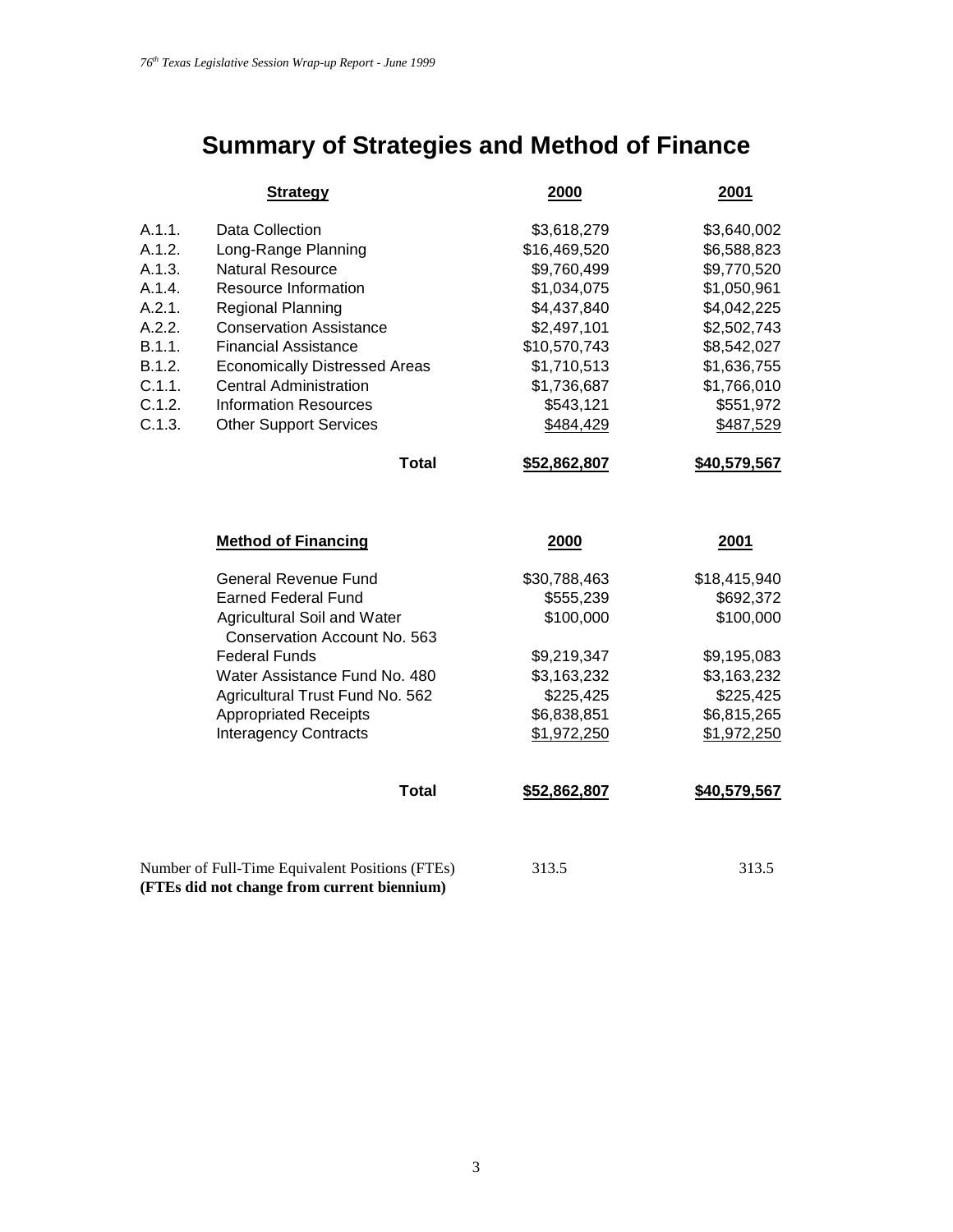# Summary of Strategies and Method of Finance

| | Strategy | 2000 | 2001 |
|---|---|---|---|
| A.1.1. | Data Collection | $3,618,279 | $3,640,002 |
| A.1.2. | Long-Range Planning | $16,469,520 | $6,588,823 |
| A.1.3. | Natural Resource | $9,760,499 | $9,770,520 |
| A.1.4. | Resource Information | $1,034,075 | $1,050,961 |
| A.2.1. | Regional Planning | $4,437,840 | $4,042,225 |
| A.2.2. | Conservation Assistance | $2,497,101 | $2,502,743 |
| B.1.1. | Financial Assistance | $10,570,743 | $8,542,027 |
| B.1.2. | Economically Distressed Areas | $1,710,513 | $1,636,755 |
| C.1.1. | Central Administration | $1,736,687 | $1,766,010 |
| C.1.2. | Information Resources | $543,121 | $551,972 |
| C.1.3. | Other Support Services | $484,429 | $487,529 |
| | **Total** | **$52,862,807** | **$40,579,567** |

| Method of Financing | 2000 | 2001 |
|---|---|---|
| General Revenue Fund | $30,788,463 | $18,415,940 |
| Earned Federal Fund | $555,239 | $692,372 |
| Agricultural Soil and Water Conservation Account No. 563 | $100,000 | $100,000 |
| Federal Funds | $9,219,347 | $9,195,083 |
| Water Assistance Fund No. 480 | $3,163,232 | $3,163,232 |
| Agricultural Trust Fund No. 562 | $225,425 | $225,425 |
| Appropriated Receipts | $6,838,851 | $6,815,265 |
| Interagency Contracts | $1,972,250 | $1,972,250 |
| **Total** | **$52,862,807** | **$40,579,567** |

| | 2000 | 2001 |
|---|---|---|
| Number of Full-Time Equivalent Positions (FTEs) | 313.5 | 313.5 |

**(FTEs did not change from current biennium)**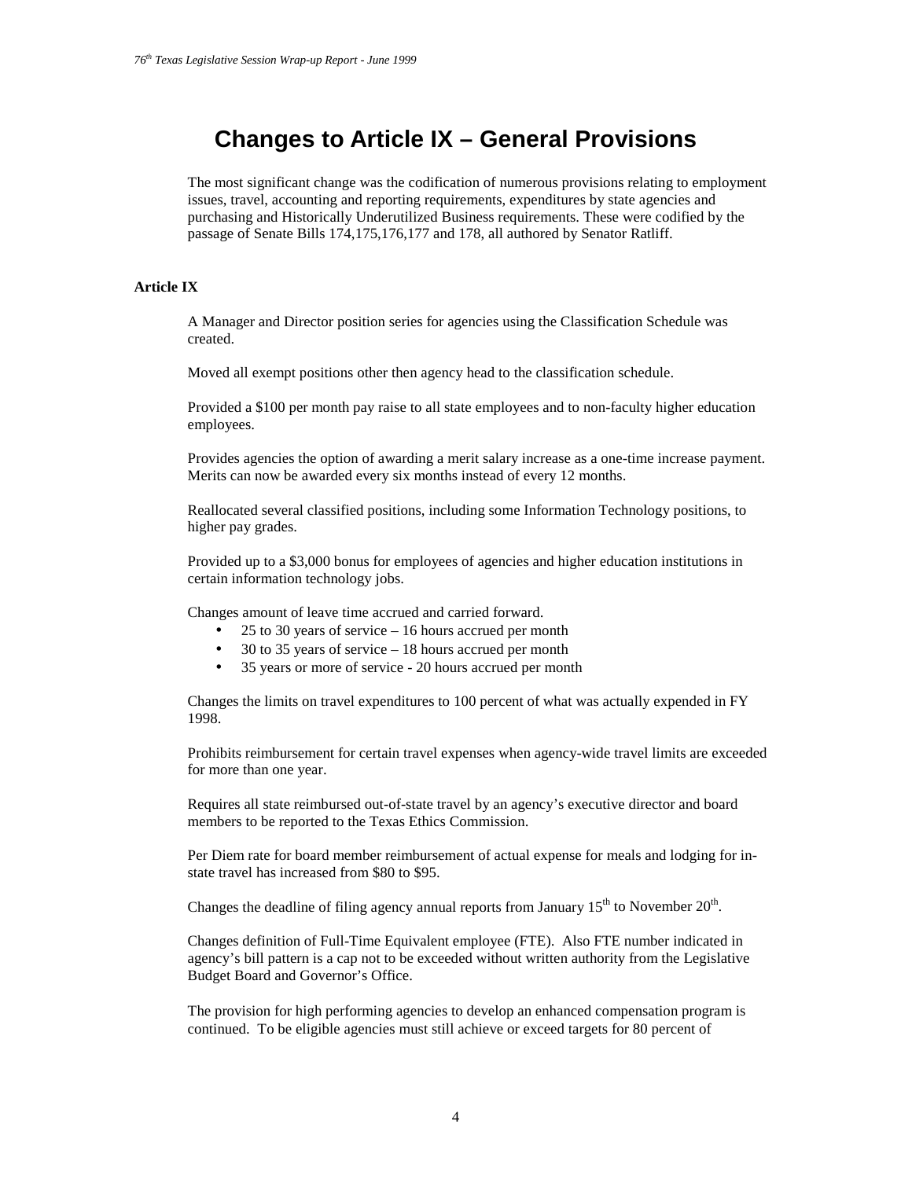# Changes to Article IX – General Provisions

The most significant change was the codification of numerous provisions relating to employment issues, travel, accounting and reporting requirements, expenditures by state agencies and purchasing and Historically Underutilized Business requirements. These were codified by the passage of Senate Bills 174,175,176,177 and 178, all authored by Senator Ratliff.

**Article IX**

A Manager and Director position series for agencies using the Classification Schedule was created.

Moved all exempt positions other then agency head to the classification schedule.

Provided a $100 per month pay raise to all state employees and to non-faculty higher education employees.

Provides agencies the option of awarding a merit salary increase as a one-time increase payment. Merits can now be awarded every six months instead of every 12 months.

Reallocated several classified positions, including some Information Technology positions, to higher pay grades.

Provided up to a $3,000 bonus for employees of agencies and higher education institutions in certain information technology jobs.

Changes amount of leave time accrued and carried forward.

- 25 to 30 years of service – 16 hours accrued per month
- 30 to 35 years of service – 18 hours accrued per month
- 35 years or more of service - 20 hours accrued per month

Changes the limits on travel expenditures to 100 percent of what was actually expended in FY 1998.

Prohibits reimbursement for certain travel expenses when agency-wide travel limits are exceeded for more than one year.

Requires all state reimbursed out-of-state travel by an agency's executive director and board members to be reported to the Texas Ethics Commission.

Per Diem rate for board member reimbursement of actual expense for meals and lodging for in-state travel has increased from $80 to $95.

Changes the deadline of filing agency annual reports from January 15th to November 20th.

Changes definition of Full-Time Equivalent employee (FTE). Also FTE number indicated in agency's bill pattern is a cap not to be exceeded without written authority from the Legislative Budget Board and Governor's Office.

The provision for high performing agencies to develop an enhanced compensation program is continued. To be eligible agencies must still achieve or exceed targets for 80 percent of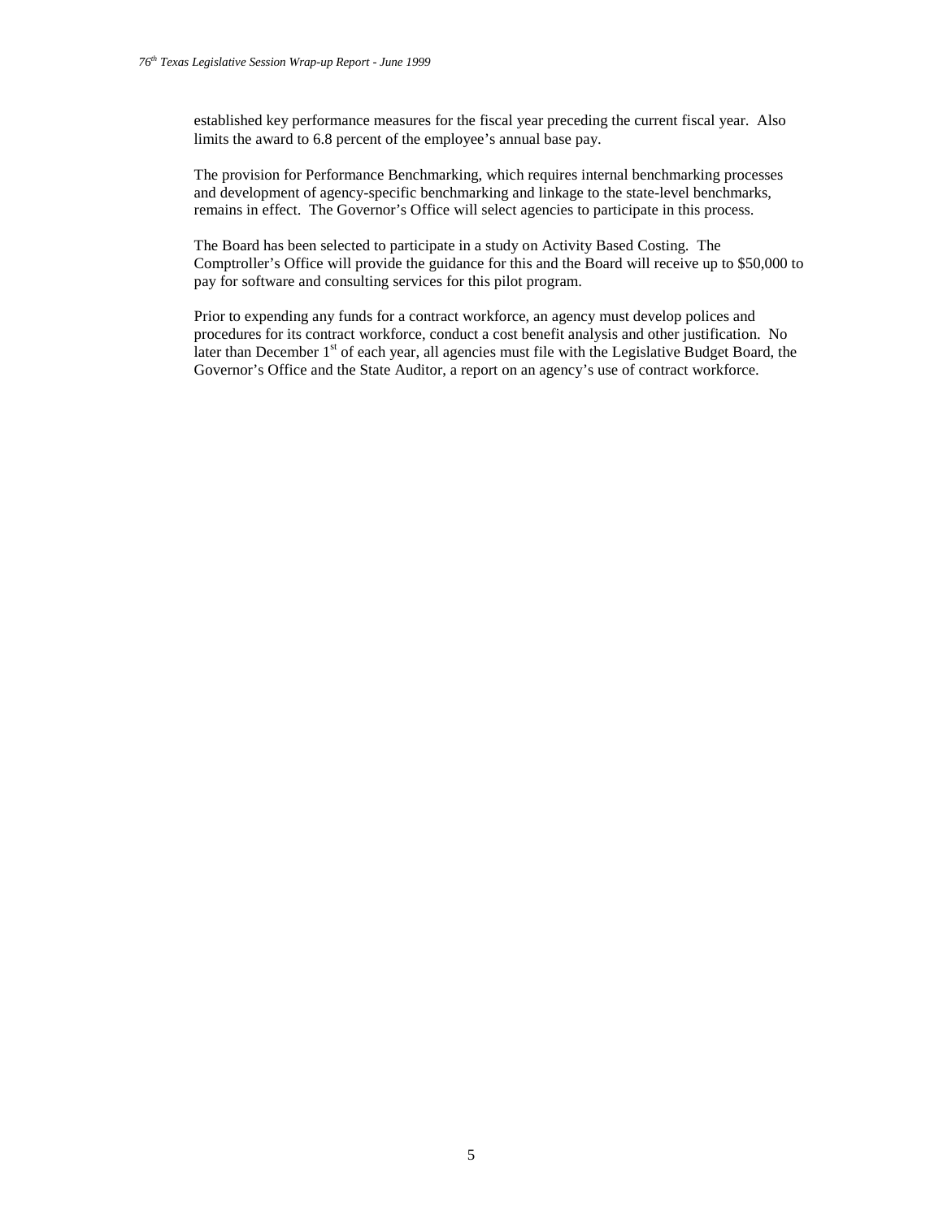established key performance measures for the fiscal year preceding the current fiscal year. Also limits the award to 6.8 percent of the employee's annual base pay.

The provision for Performance Benchmarking, which requires internal benchmarking processes and development of agency-specific benchmarking and linkage to the state-level benchmarks, remains in effect. The Governor's Office will select agencies to participate in this process.

The Board has been selected to participate in a study on Activity Based Costing. The Comptroller's Office will provide the guidance for this and the Board will receive up to $50,000 to pay for software and consulting services for this pilot program.

Prior to expending any funds for a contract workforce, an agency must develop polices and procedures for its contract workforce, conduct a cost benefit analysis and other justification. No later than December 1st of each year, all agencies must file with the Legislative Budget Board, the Governor's Office and the State Auditor, a report on an agency's use of contract workforce.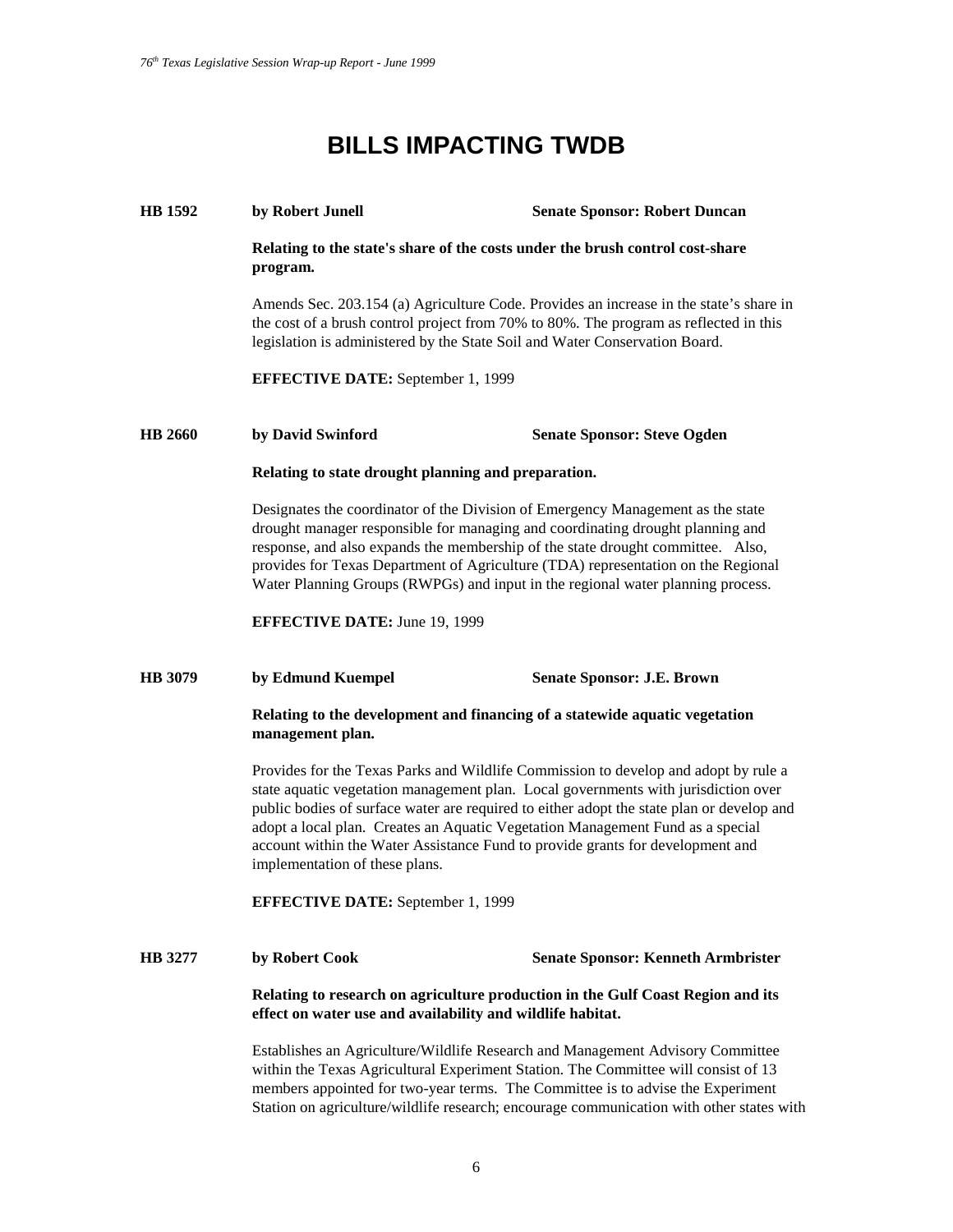# BILLS IMPACTING TWDB

**HB 1592** **by Robert Junell** **Senate Sponsor: Robert Duncan**

**Relating to the state's share of the costs under the brush control cost-share program.**

Amends Sec. 203.154 (a) Agriculture Code. Provides an increase in the state's share in the cost of a brush control project from 70% to 80%. The program as reflected in this legislation is administered by the State Soil and Water Conservation Board.

**EFFECTIVE DATE:** September 1, 1999

**HB 2660** **by David Swinford** **Senate Sponsor: Steve Ogden**

**Relating to state drought planning and preparation.**

Designates the coordinator of the Division of Emergency Management as the state drought manager responsible for managing and coordinating drought planning and response, and also expands the membership of the state drought committee. Also, provides for Texas Department of Agriculture (TDA) representation on the Regional Water Planning Groups (RWPGs) and input in the regional water planning process.

**EFFECTIVE DATE:** June 19, 1999

**HB 3079** **by Edmund Kuempel** **Senate Sponsor: J.E. Brown**

**Relating to the development and financing of a statewide aquatic vegetation management plan.**

Provides for the Texas Parks and Wildlife Commission to develop and adopt by rule a state aquatic vegetation management plan. Local governments with jurisdiction over public bodies of surface water are required to either adopt the state plan or develop and adopt a local plan. Creates an Aquatic Vegetation Management Fund as a special account within the Water Assistance Fund to provide grants for development and implementation of these plans.

**EFFECTIVE DATE:** September 1, 1999

**HB 3277** **by Robert Cook** **Senate Sponsor: Kenneth Armbrister**

**Relating to research on agriculture production in the Gulf Coast Region and its effect on water use and availability and wildlife habitat.**

Establishes an Agriculture/Wildlife Research and Management Advisory Committee within the Texas Agricultural Experiment Station. The Committee will consist of 13 members appointed for two-year terms. The Committee is to advise the Experiment Station on agriculture/wildlife research; encourage communication with other states with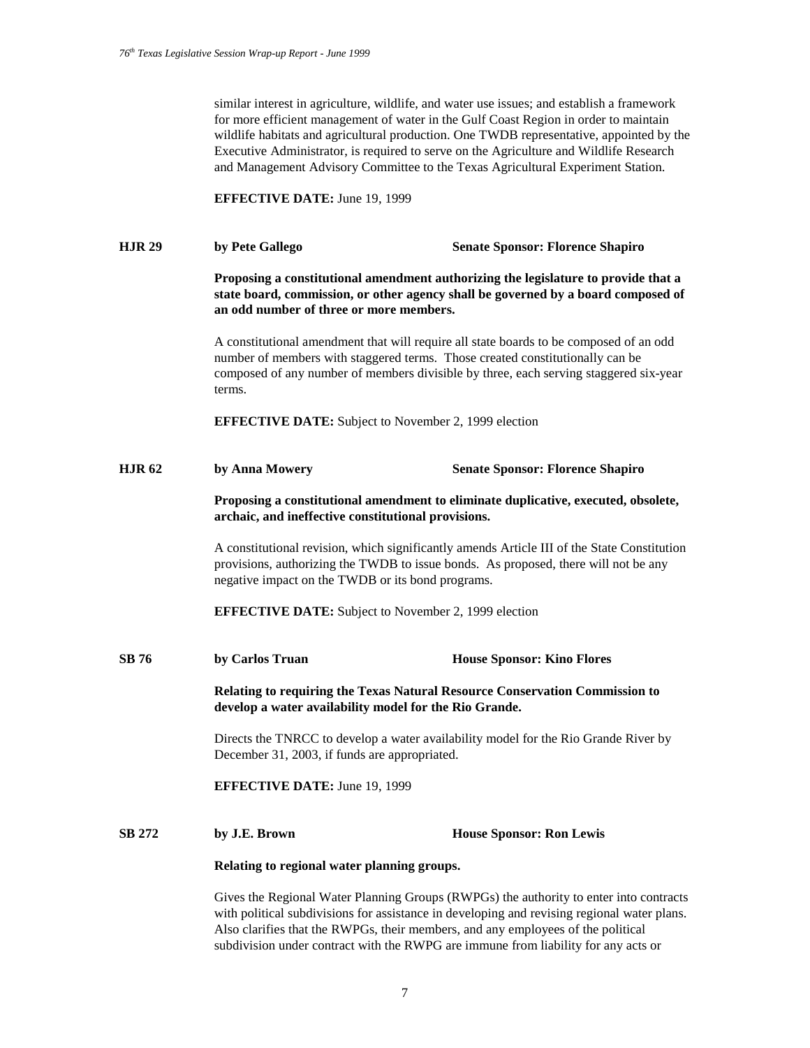similar interest in agriculture, wildlife, and water use issues; and establish a framework for more efficient management of water in the Gulf Coast Region in order to maintain wildlife habitats and agricultural production. One TWDB representative, appointed by the Executive Administrator, is required to serve on the Agriculture and Wildlife Research and Management Advisory Committee to the Texas Agricultural Experiment Station.

**EFFECTIVE DATE:** June 19, 1999

**HJR 29** **by Pete Gallego** **Senate Sponsor: Florence Shapiro**

**Proposing a constitutional amendment authorizing the legislature to provide that a state board, commission, or other agency shall be governed by a board composed of an odd number of three or more members.**

A constitutional amendment that will require all state boards to be composed of an odd number of members with staggered terms. Those created constitutionally can be composed of any number of members divisible by three, each serving staggered six-year terms.

**EFFECTIVE DATE:** Subject to November 2, 1999 election

**HJR 62** **by Anna Mowery** **Senate Sponsor: Florence Shapiro**

**Proposing a constitutional amendment to eliminate duplicative, executed, obsolete, archaic, and ineffective constitutional provisions.**

A constitutional revision, which significantly amends Article III of the State Constitution provisions, authorizing the TWDB to issue bonds. As proposed, there will not be any negative impact on the TWDB or its bond programs.

**EFFECTIVE DATE:** Subject to November 2, 1999 election

**SB 76** **by Carlos Truan** **House Sponsor: Kino Flores**

**Relating to requiring the Texas Natural Resource Conservation Commission to develop a water availability model for the Rio Grande.**

Directs the TNRCC to develop a water availability model for the Rio Grande River by December 31, 2003, if funds are appropriated.

**EFFECTIVE DATE:** June 19, 1999

**SB 272** **by J.E. Brown** **House Sponsor: Ron Lewis**

**Relating to regional water planning groups.**

Gives the Regional Water Planning Groups (RWPGs) the authority to enter into contracts with political subdivisions for assistance in developing and revising regional water plans. Also clarifies that the RWPGs, their members, and any employees of the political subdivision under contract with the RWPG are immune from liability for any acts or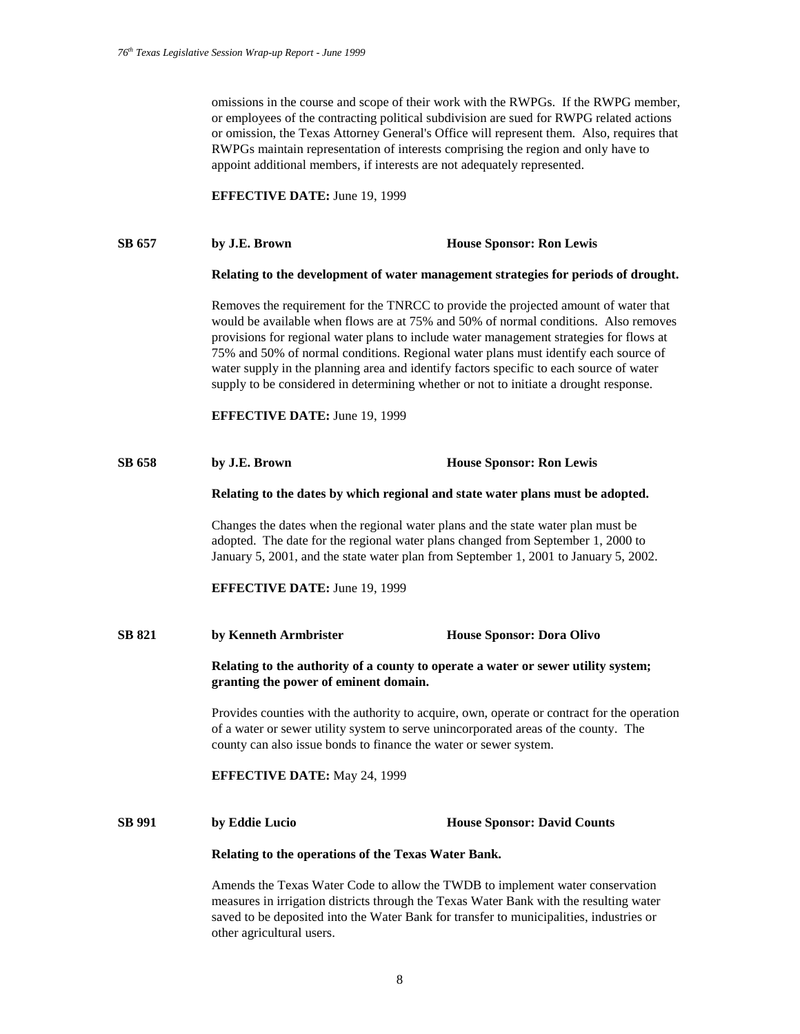omissions in the course and scope of their work with the RWPGs. If the RWPG member, or employees of the contracting political subdivision are sued for RWPG related actions or omission, the Texas Attorney General's Office will represent them. Also, requires that RWPGs maintain representation of interests comprising the region and only have to appoint additional members, if interests are not adequately represented.

**EFFECTIVE DATE:** June 19, 1999

**SB 657 by J.E. Brown House Sponsor: Ron Lewis**

**Relating to the development of water management strategies for periods of drought.**

Removes the requirement for the TNRCC to provide the projected amount of water that would be available when flows are at 75% and 50% of normal conditions. Also removes provisions for regional water plans to include water management strategies for flows at 75% and 50% of normal conditions. Regional water plans must identify each source of water supply in the planning area and identify factors specific to each source of water supply to be considered in determining whether or not to initiate a drought response.

**EFFECTIVE DATE:** June 19, 1999

**SB 658 by J.E. Brown House Sponsor: Ron Lewis**

**Relating to the dates by which regional and state water plans must be adopted.**

Changes the dates when the regional water plans and the state water plan must be adopted. The date for the regional water plans changed from September 1, 2000 to January 5, 2001, and the state water plan from September 1, 2001 to January 5, 2002.

**EFFECTIVE DATE:** June 19, 1999

**SB 821 by Kenneth Armbrister House Sponsor: Dora Olivo**

**Relating to the authority of a county to operate a water or sewer utility system; granting the power of eminent domain.**

Provides counties with the authority to acquire, own, operate or contract for the operation of a water or sewer utility system to serve unincorporated areas of the county. The county can also issue bonds to finance the water or sewer system.

**EFFECTIVE DATE:** May 24, 1999

**SB 991 by Eddie Lucio House Sponsor: David Counts**

**Relating to the operations of the Texas Water Bank.**

Amends the Texas Water Code to allow the TWDB to implement water conservation measures in irrigation districts through the Texas Water Bank with the resulting water saved to be deposited into the Water Bank for transfer to municipalities, industries or other agricultural users.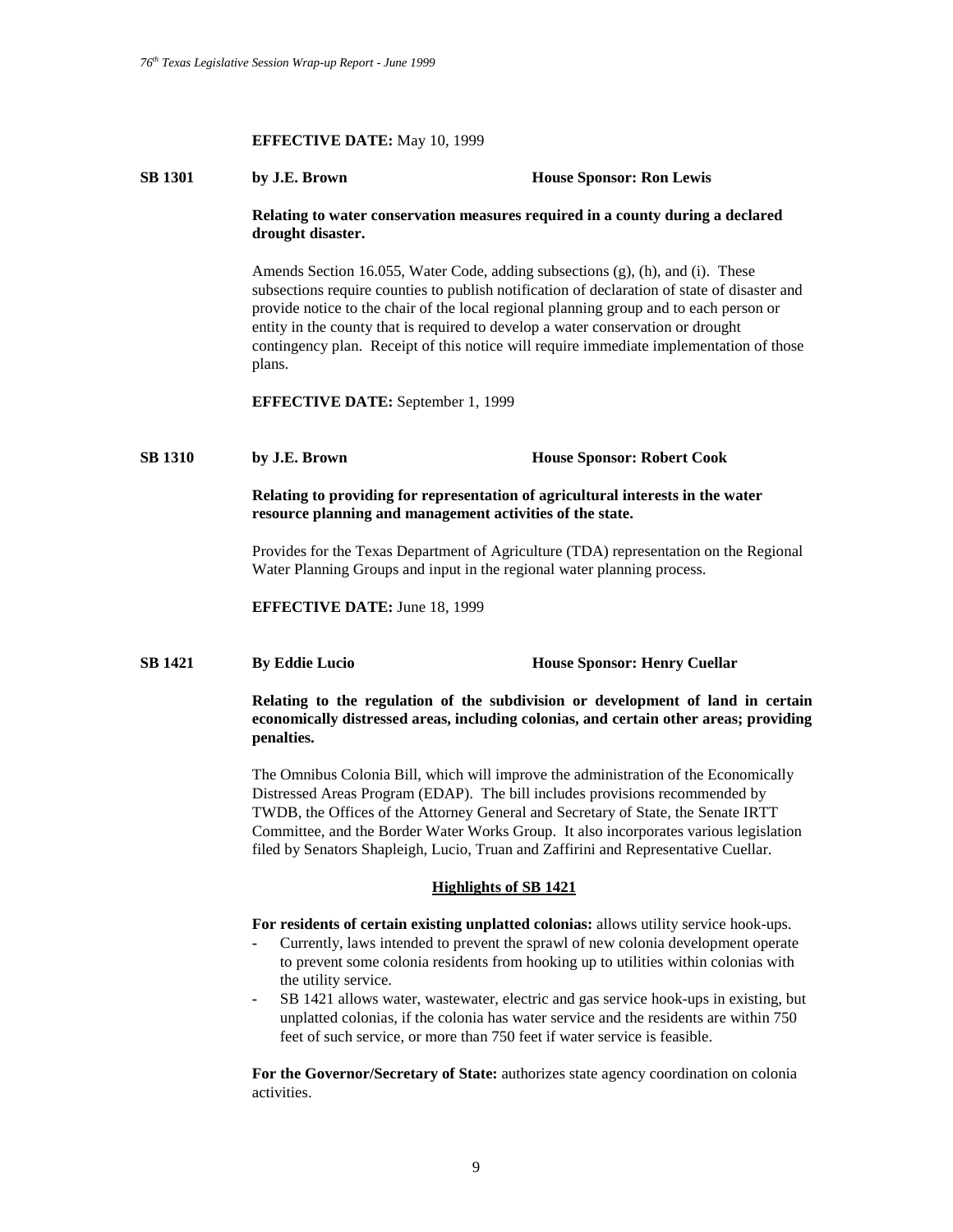**EFFECTIVE DATE:** May 10, 1999

**SB 1301** **by J.E. Brown** **House Sponsor: Ron Lewis**

**Relating to water conservation measures required in a county during a declared drought disaster.**

Amends Section 16.055, Water Code, adding subsections (g), (h), and (i). These subsections require counties to publish notification of declaration of state of disaster and provide notice to the chair of the local regional planning group and to each person or entity in the county that is required to develop a water conservation or drought contingency plan. Receipt of this notice will require immediate implementation of those plans.

**EFFECTIVE DATE:** September 1, 1999

**SB 1310** **by J.E. Brown** **House Sponsor: Robert Cook**

**Relating to providing for representation of agricultural interests in the water resource planning and management activities of the state.**

Provides for the Texas Department of Agriculture (TDA) representation on the Regional Water Planning Groups and input in the regional water planning process.

**EFFECTIVE DATE:** June 18, 1999

**SB 1421** **By Eddie Lucio** **House Sponsor: Henry Cuellar**

**Relating to the regulation of the subdivision or development of land in certain economically distressed areas, including colonias, and certain other areas; providing penalties.**

The Omnibus Colonia Bill, which will improve the administration of the Economically Distressed Areas Program (EDAP). The bill includes provisions recommended by TWDB, the Offices of the Attorney General and Secretary of State, the Senate IRTT Committee, and the Border Water Works Group. It also incorporates various legislation filed by Senators Shapleigh, Lucio, Truan and Zaffirini and Representative Cuellar.

<u>**Highlights of SB 1421**</u>

**For residents of certain existing unplatted colonias:** allows utility service hook-ups.

- Currently, laws intended to prevent the sprawl of new colonia development operate to prevent some colonia residents from hooking up to utilities within colonias with the utility service.
- SB 1421 allows water, wastewater, electric and gas service hook-ups in existing, but unplatted colonias, if the colonia has water service and the residents are within 750 feet of such service, or more than 750 feet if water service is feasible.

**For the Governor/Secretary of State:** authorizes state agency coordination on colonia activities.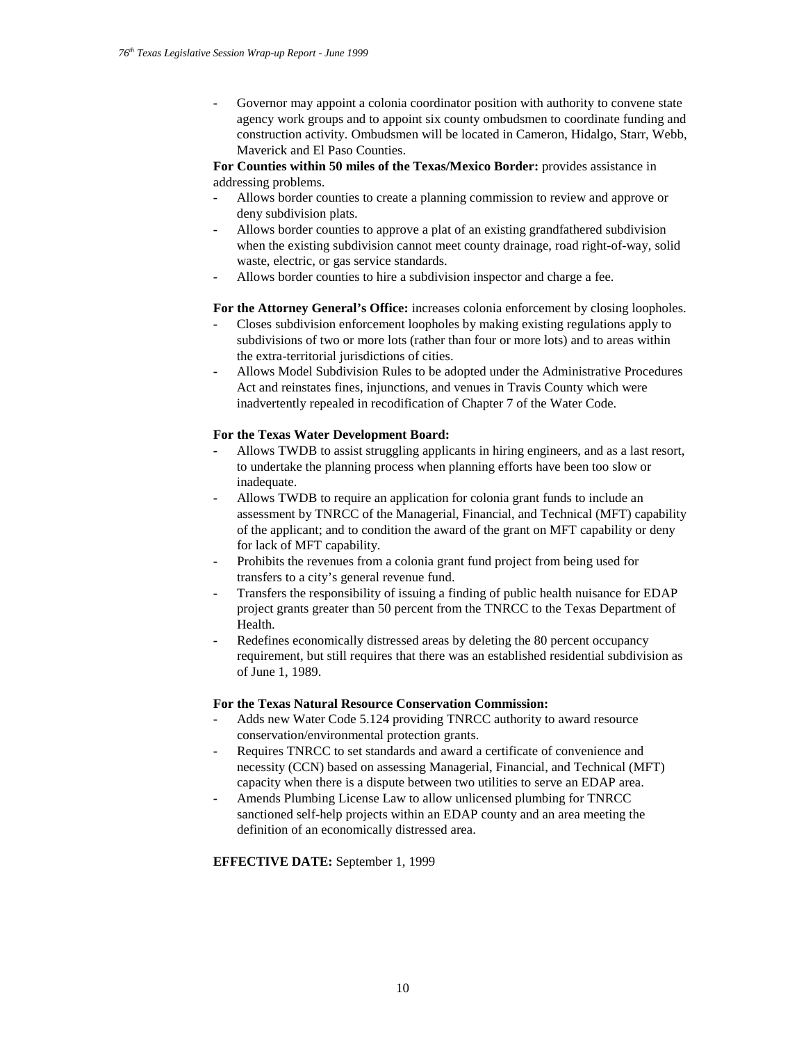- Governor may appoint a colonia coordinator position with authority to convene state agency work groups and to appoint six county ombudsmen to coordinate funding and construction activity. Ombudsmen will be located in Cameron, Hidalgo, Starr, Webb, Maverick and El Paso Counties.

**For Counties within 50 miles of the Texas/Mexico Border:** provides assistance in addressing problems.

- Allows border counties to create a planning commission to review and approve or deny subdivision plats.
- Allows border counties to approve a plat of an existing grandfathered subdivision when the existing subdivision cannot meet county drainage, road right-of-way, solid waste, electric, or gas service standards.
- Allows border counties to hire a subdivision inspector and charge a fee.

**For the Attorney General's Office:** increases colonia enforcement by closing loopholes.

- Closes subdivision enforcement loopholes by making existing regulations apply to subdivisions of two or more lots (rather than four or more lots) and to areas within the extra-territorial jurisdictions of cities.
- Allows Model Subdivision Rules to be adopted under the Administrative Procedures Act and reinstates fines, injunctions, and venues in Travis County which were inadvertently repealed in recodification of Chapter 7 of the Water Code.

**For the Texas Water Development Board:**

- Allows TWDB to assist struggling applicants in hiring engineers, and as a last resort, to undertake the planning process when planning efforts have been too slow or inadequate.
- Allows TWDB to require an application for colonia grant funds to include an assessment by TNRCC of the Managerial, Financial, and Technical (MFT) capability of the applicant; and to condition the award of the grant on MFT capability or deny for lack of MFT capability.
- Prohibits the revenues from a colonia grant fund project from being used for transfers to a city's general revenue fund.
- Transfers the responsibility of issuing a finding of public health nuisance for EDAP project grants greater than 50 percent from the TNRCC to the Texas Department of Health.
- Redefines economically distressed areas by deleting the 80 percent occupancy requirement, but still requires that there was an established residential subdivision as of June 1, 1989.

**For the Texas Natural Resource Conservation Commission:**

- Adds new Water Code 5.124 providing TNRCC authority to award resource conservation/environmental protection grants.
- Requires TNRCC to set standards and award a certificate of convenience and necessity (CCN) based on assessing Managerial, Financial, and Technical (MFT) capacity when there is a dispute between two utilities to serve an EDAP area.
- Amends Plumbing License Law to allow unlicensed plumbing for TNRCC sanctioned self-help projects within an EDAP county and an area meeting the definition of an economically distressed area.

**EFFECTIVE DATE:** September 1, 1999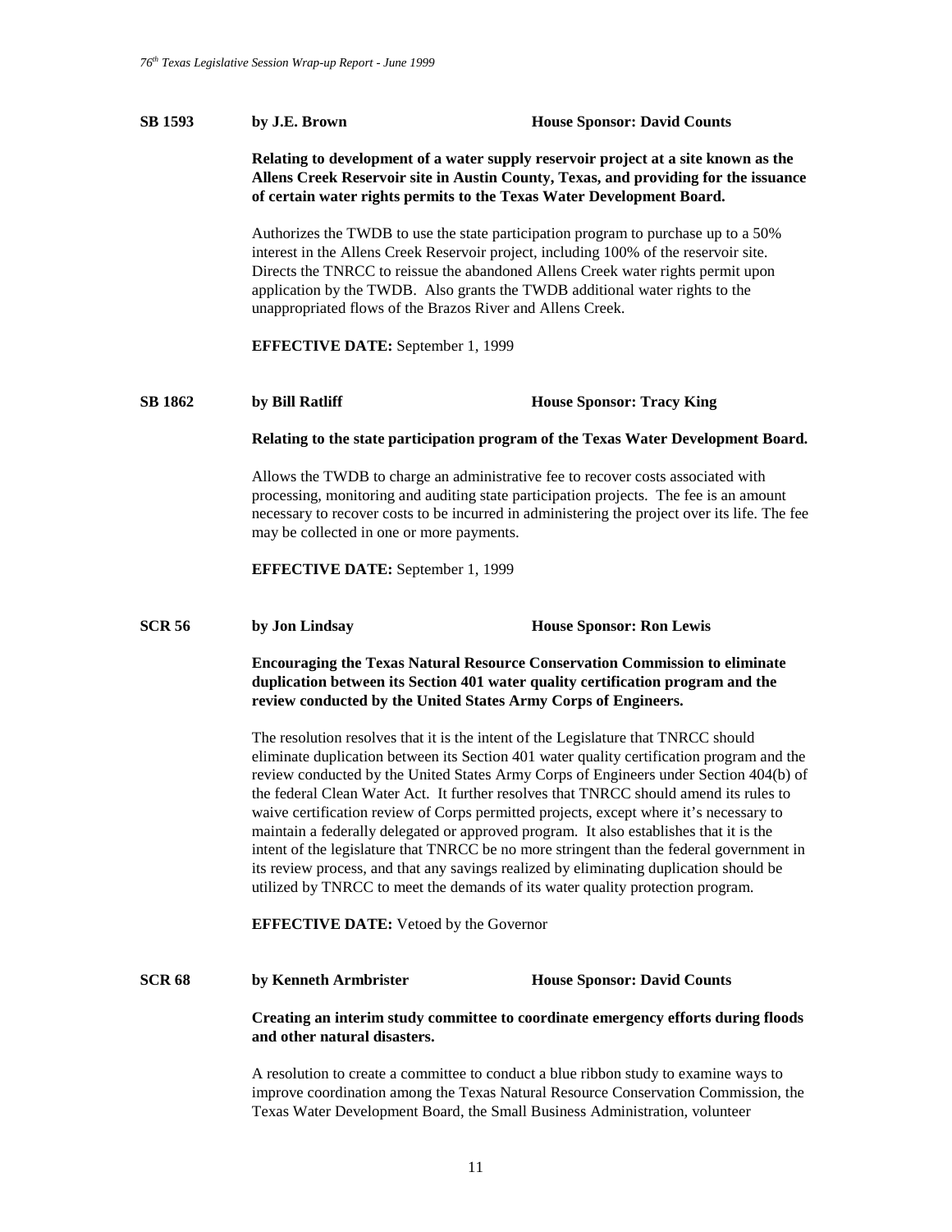**SB 1593** **by J.E. Brown** **House Sponsor: David Counts**

**Relating to development of a water supply reservoir project at a site known as the Allens Creek Reservoir site in Austin County, Texas, and providing for the issuance of certain water rights permits to the Texas Water Development Board.**

Authorizes the TWDB to use the state participation program to purchase up to a 50% interest in the Allens Creek Reservoir project, including 100% of the reservoir site. Directs the TNRCC to reissue the abandoned Allens Creek water rights permit upon application by the TWDB. Also grants the TWDB additional water rights to the unappropriated flows of the Brazos River and Allens Creek.

**EFFECTIVE DATE:** September 1, 1999

**SB 1862** **by Bill Ratliff** **House Sponsor: Tracy King**

**Relating to the state participation program of the Texas Water Development Board.**

Allows the TWDB to charge an administrative fee to recover costs associated with processing, monitoring and auditing state participation projects. The fee is an amount necessary to recover costs to be incurred in administering the project over its life. The fee may be collected in one or more payments.

**EFFECTIVE DATE:** September 1, 1999

**SCR 56** **by Jon Lindsay** **House Sponsor: Ron Lewis**

**Encouraging the Texas Natural Resource Conservation Commission to eliminate duplication between its Section 401 water quality certification program and the review conducted by the United States Army Corps of Engineers.**

The resolution resolves that it is the intent of the Legislature that TNRCC should eliminate duplication between its Section 401 water quality certification program and the review conducted by the United States Army Corps of Engineers under Section 404(b) of the federal Clean Water Act. It further resolves that TNRCC should amend its rules to waive certification review of Corps permitted projects, except where it's necessary to maintain a federally delegated or approved program. It also establishes that it is the intent of the legislature that TNRCC be no more stringent than the federal government in its review process, and that any savings realized by eliminating duplication should be utilized by TNRCC to meet the demands of its water quality protection program.

**EFFECTIVE DATE:** Vetoed by the Governor

**SCR 68** **by Kenneth Armbrister** **House Sponsor: David Counts**

**Creating an interim study committee to coordinate emergency efforts during floods and other natural disasters.**

A resolution to create a committee to conduct a blue ribbon study to examine ways to improve coordination among the Texas Natural Resource Conservation Commission, the Texas Water Development Board, the Small Business Administration, volunteer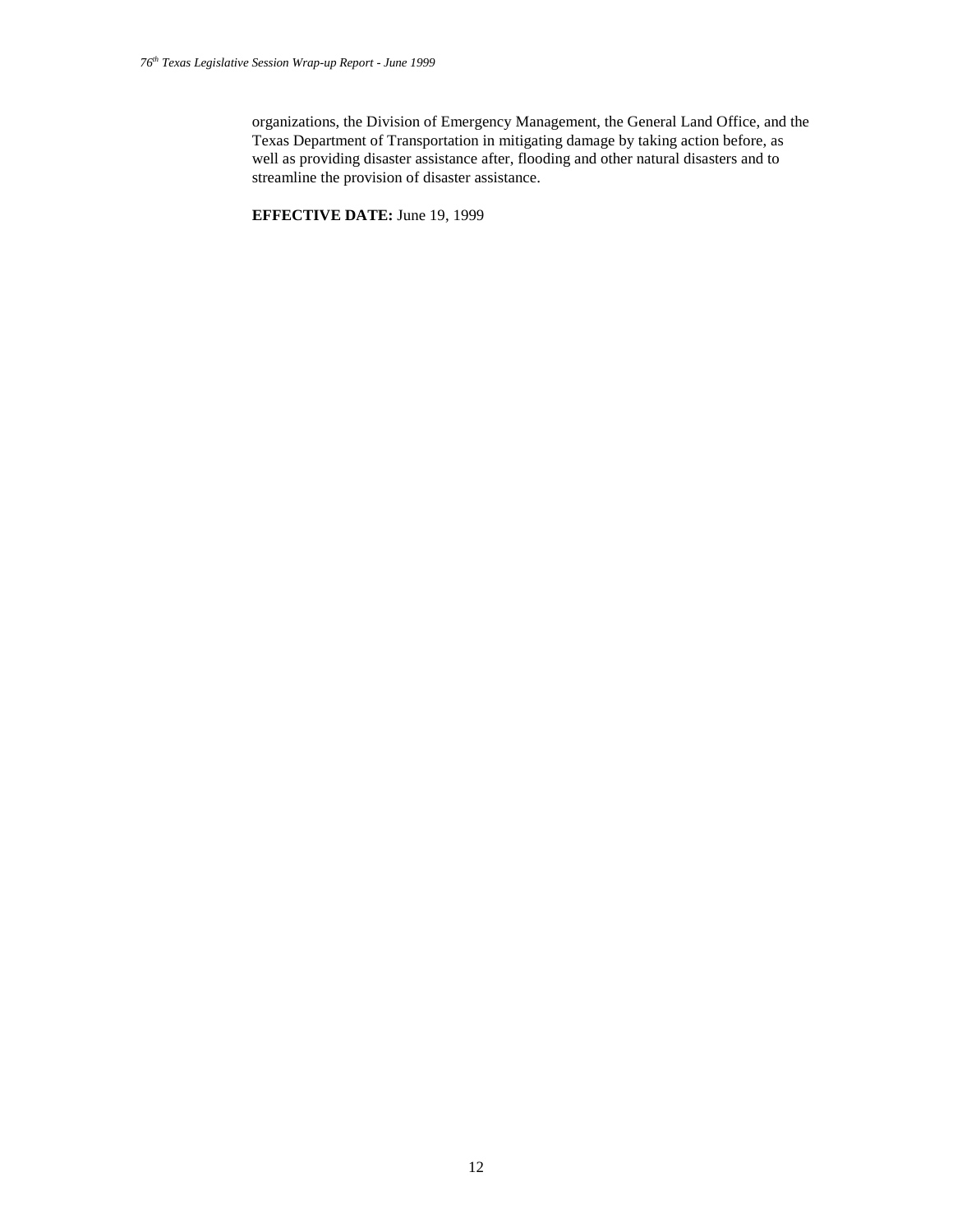organizations, the Division of Emergency Management, the General Land Office, and the Texas Department of Transportation in mitigating damage by taking action before, as well as providing disaster assistance after, flooding and other natural disasters and to streamline the provision of disaster assistance.

**EFFECTIVE DATE:** June 19, 1999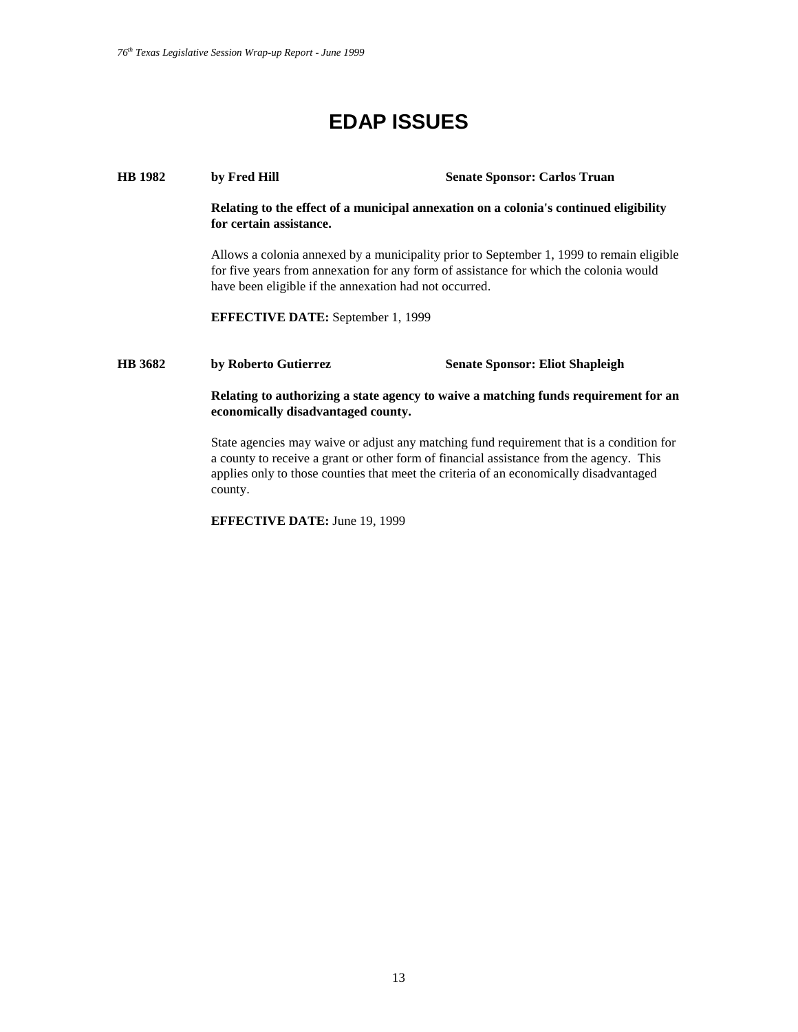# EDAP ISSUES

**HB 1982** **by Fred Hill** **Senate Sponsor: Carlos Truan**

**Relating to the effect of a municipal annexation on a colonia's continued eligibility for certain assistance.**

Allows a colonia annexed by a municipality prior to September 1, 1999 to remain eligible for five years from annexation for any form of assistance for which the colonia would have been eligible if the annexation had not occurred.

**EFFECTIVE DATE:** September 1, 1999

**HB 3682** **by Roberto Gutierrez** **Senate Sponsor: Eliot Shapleigh**

**Relating to authorizing a state agency to waive a matching funds requirement for an economically disadvantaged county.**

State agencies may waive or adjust any matching fund requirement that is a condition for a county to receive a grant or other form of financial assistance from the agency. This applies only to those counties that meet the criteria of an economically disadvantaged county.

**EFFECTIVE DATE:** June 19, 1999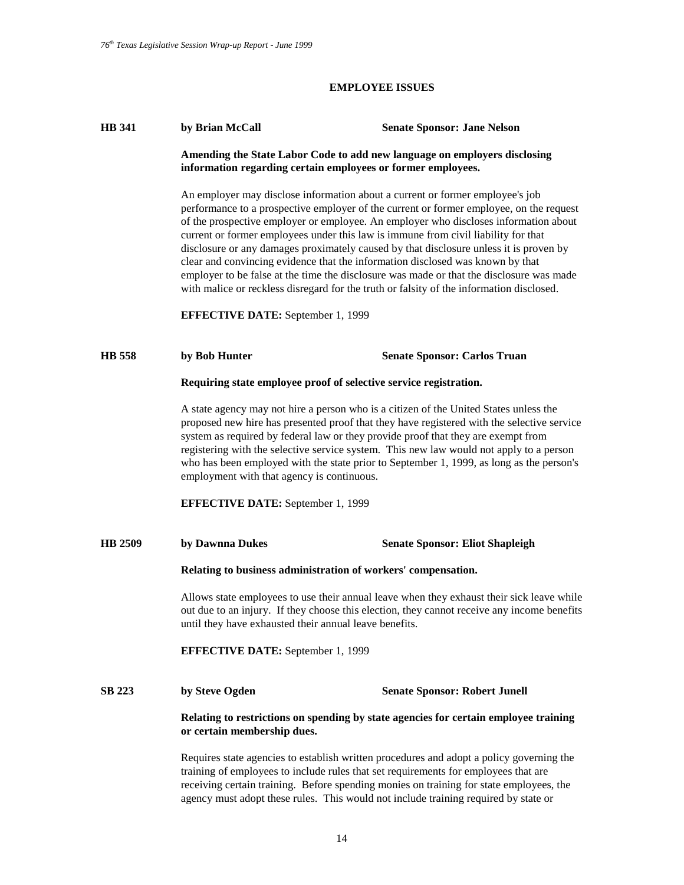## EMPLOYEE ISSUES

**HB 341** **by Brian McCall** **Senate Sponsor: Jane Nelson**

**Amending the State Labor Code to add new language on employers disclosing information regarding certain employees or former employees.**

An employer may disclose information about a current or former employee's job performance to a prospective employer of the current or former employee, on the request of the prospective employer or employee. An employer who discloses information about current or former employees under this law is immune from civil liability for that disclosure or any damages proximately caused by that disclosure unless it is proven by clear and convincing evidence that the information disclosed was known by that employer to be false at the time the disclosure was made or that the disclosure was made with malice or reckless disregard for the truth or falsity of the information disclosed.

**EFFECTIVE DATE:** September 1, 1999

**HB 558** **by Bob Hunter** **Senate Sponsor: Carlos Truan**

**Requiring state employee proof of selective service registration.**

A state agency may not hire a person who is a citizen of the United States unless the proposed new hire has presented proof that they have registered with the selective service system as required by federal law or they provide proof that they are exempt from registering with the selective service system. This new law would not apply to a person who has been employed with the state prior to September 1, 1999, as long as the person's employment with that agency is continuous.

**EFFECTIVE DATE:** September 1, 1999

**HB 2509** **by Dawnna Dukes** **Senate Sponsor: Eliot Shapleigh**

**Relating to business administration of workers' compensation.**

Allows state employees to use their annual leave when they exhaust their sick leave while out due to an injury. If they choose this election, they cannot receive any income benefits until they have exhausted their annual leave benefits.

**EFFECTIVE DATE:** September 1, 1999

**SB 223** **by Steve Ogden** **Senate Sponsor: Robert Junell**

**Relating to restrictions on spending by state agencies for certain employee training or certain membership dues.**

Requires state agencies to establish written procedures and adopt a policy governing the training of employees to include rules that set requirements for employees that are receiving certain training. Before spending monies on training for state employees, the agency must adopt these rules. This would not include training required by state or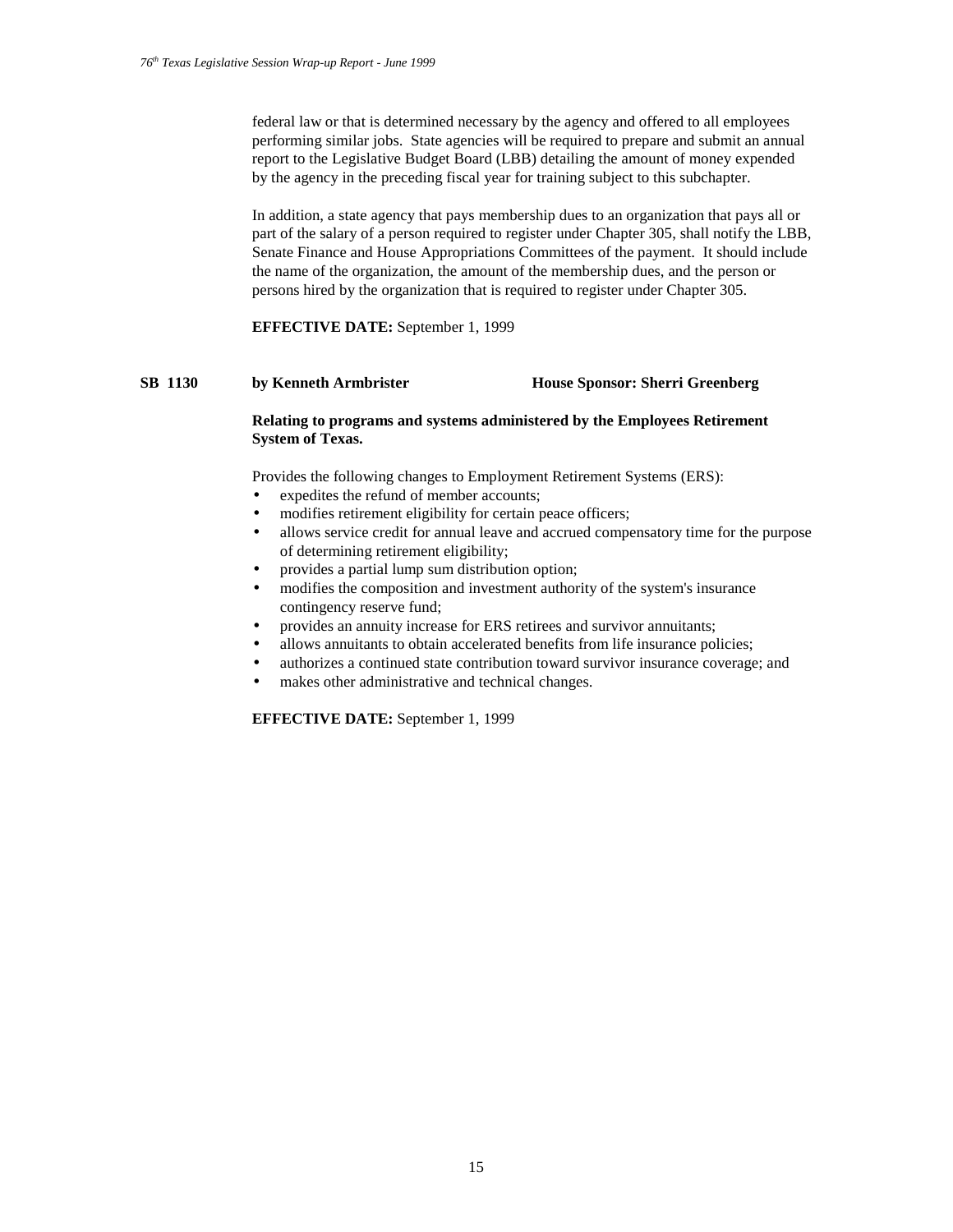federal law or that is determined necessary by the agency and offered to all employees performing similar jobs. State agencies will be required to prepare and submit an annual report to the Legislative Budget Board (LBB) detailing the amount of money expended by the agency in the preceding fiscal year for training subject to this subchapter.

In addition, a state agency that pays membership dues to an organization that pays all or part of the salary of a person required to register under Chapter 305, shall notify the LBB, Senate Finance and House Appropriations Committees of the payment. It should include the name of the organization, the amount of the membership dues, and the person or persons hired by the organization that is required to register under Chapter 305.

**EFFECTIVE DATE:** September 1, 1999

**SB 1130 by Kenneth Armbrister House Sponsor: Sherri Greenberg**

**Relating to programs and systems administered by the Employees Retirement System of Texas.**

Provides the following changes to Employment Retirement Systems (ERS):

- expedites the refund of member accounts;
- modifies retirement eligibility for certain peace officers;
- allows service credit for annual leave and accrued compensatory time for the purpose of determining retirement eligibility;
- provides a partial lump sum distribution option;
- modifies the composition and investment authority of the system's insurance contingency reserve fund;
- provides an annuity increase for ERS retirees and survivor annuitants;
- allows annuitants to obtain accelerated benefits from life insurance policies;
- authorizes a continued state contribution toward survivor insurance coverage; and
- makes other administrative and technical changes.

**EFFECTIVE DATE:** September 1, 1999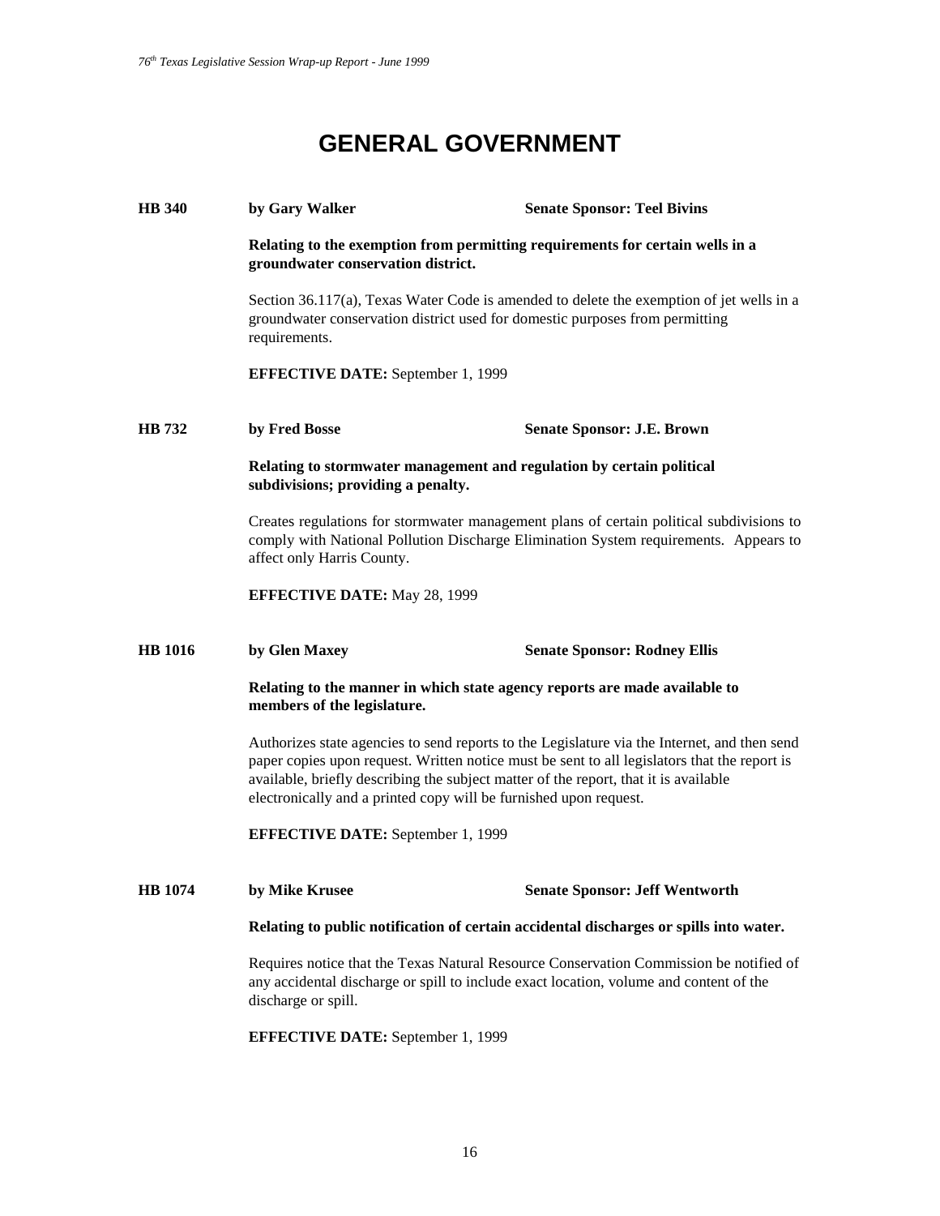# GENERAL GOVERNMENT

**HB 340** **by Gary Walker** **Senate Sponsor: Teel Bivins**

**Relating to the exemption from permitting requirements for certain wells in a groundwater conservation district.**

Section 36.117(a), Texas Water Code is amended to delete the exemption of jet wells in a groundwater conservation district used for domestic purposes from permitting requirements.

**EFFECTIVE DATE:** September 1, 1999

**HB 732** **by Fred Bosse** **Senate Sponsor: J.E. Brown**

**Relating to stormwater management and regulation by certain political subdivisions; providing a penalty.**

Creates regulations for stormwater management plans of certain political subdivisions to comply with National Pollution Discharge Elimination System requirements. Appears to affect only Harris County.

**EFFECTIVE DATE:** May 28, 1999

**HB 1016** **by Glen Maxey** **Senate Sponsor: Rodney Ellis**

**Relating to the manner in which state agency reports are made available to members of the legislature.**

Authorizes state agencies to send reports to the Legislature via the Internet, and then send paper copies upon request. Written notice must be sent to all legislators that the report is available, briefly describing the subject matter of the report, that it is available electronically and a printed copy will be furnished upon request.

**EFFECTIVE DATE:** September 1, 1999

**HB 1074** **by Mike Krusee** **Senate Sponsor: Jeff Wentworth**

**Relating to public notification of certain accidental discharges or spills into water.**

Requires notice that the Texas Natural Resource Conservation Commission be notified of any accidental discharge or spill to include exact location, volume and content of the discharge or spill.

**EFFECTIVE DATE:** September 1, 1999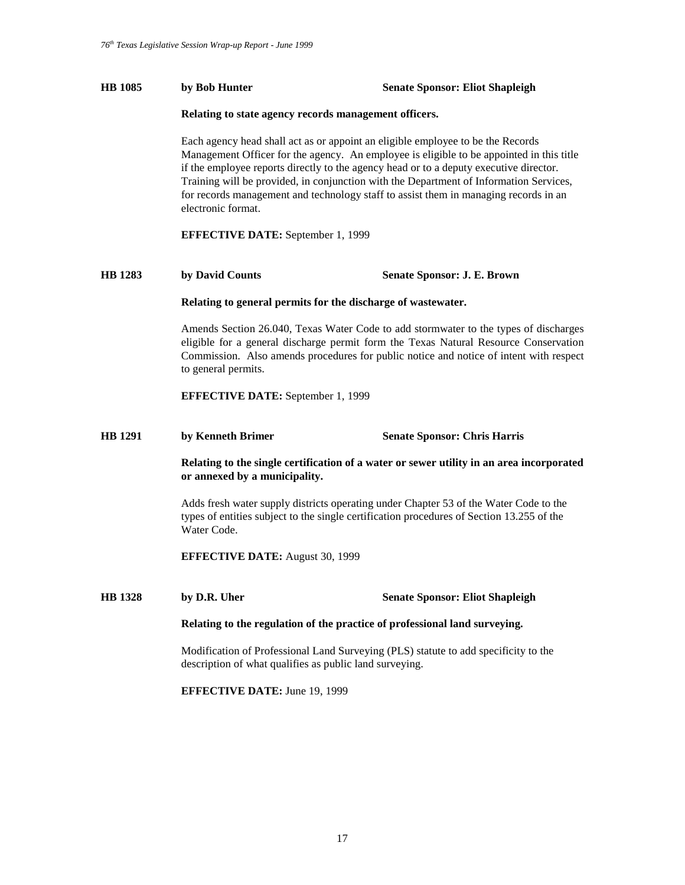**HB 1085** **by Bob Hunter** **Senate Sponsor: Eliot Shapleigh**

**Relating to state agency records management officers.**

Each agency head shall act as or appoint an eligible employee to be the Records Management Officer for the agency. An employee is eligible to be appointed in this title if the employee reports directly to the agency head or to a deputy executive director. Training will be provided, in conjunction with the Department of Information Services, for records management and technology staff to assist them in managing records in an electronic format.

**EFFECTIVE DATE:** September 1, 1999

**HB 1283** **by David Counts** **Senate Sponsor: J. E. Brown**

**Relating to general permits for the discharge of wastewater.**

Amends Section 26.040, Texas Water Code to add stormwater to the types of discharges eligible for a general discharge permit form the Texas Natural Resource Conservation Commission. Also amends procedures for public notice and notice of intent with respect to general permits.

**EFFECTIVE DATE:** September 1, 1999

**HB 1291** **by Kenneth Brimer** **Senate Sponsor: Chris Harris**

**Relating to the single certification of a water or sewer utility in an area incorporated or annexed by a municipality.**

Adds fresh water supply districts operating under Chapter 53 of the Water Code to the types of entities subject to the single certification procedures of Section 13.255 of the Water Code.

**EFFECTIVE DATE:** August 30, 1999

**HB 1328** **by D.R. Uher** **Senate Sponsor: Eliot Shapleigh**

**Relating to the regulation of the practice of professional land surveying.**

Modification of Professional Land Surveying (PLS) statute to add specificity to the description of what qualifies as public land surveying.

**EFFECTIVE DATE:** June 19, 1999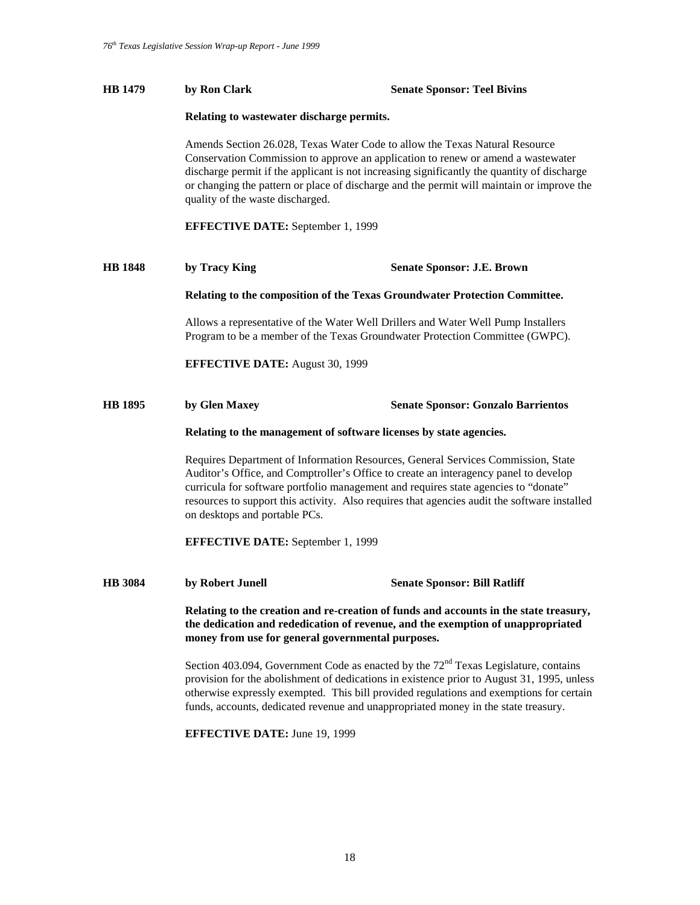**HB 1479** **by Ron Clark** **Senate Sponsor: Teel Bivins**

**Relating to wastewater discharge permits.**

Amends Section 26.028, Texas Water Code to allow the Texas Natural Resource Conservation Commission to approve an application to renew or amend a wastewater discharge permit if the applicant is not increasing significantly the quantity of discharge or changing the pattern or place of discharge and the permit will maintain or improve the quality of the waste discharged.

**EFFECTIVE DATE:** September 1, 1999

**HB 1848** **by Tracy King** **Senate Sponsor: J.E. Brown**

**Relating to the composition of the Texas Groundwater Protection Committee.**

Allows a representative of the Water Well Drillers and Water Well Pump Installers Program to be a member of the Texas Groundwater Protection Committee (GWPC).

**EFFECTIVE DATE:** August 30, 1999

**HB 1895** **by Glen Maxey** **Senate Sponsor: Gonzalo Barrientos**

**Relating to the management of software licenses by state agencies.**

Requires Department of Information Resources, General Services Commission, State Auditor's Office, and Comptroller's Office to create an interagency panel to develop curricula for software portfolio management and requires state agencies to "donate" resources to support this activity. Also requires that agencies audit the software installed on desktops and portable PCs.

**EFFECTIVE DATE:** September 1, 1999

**HB 3084** **by Robert Junell** **Senate Sponsor: Bill Ratliff**

**Relating to the creation and re-creation of funds and accounts in the state treasury, the dedication and rededication of revenue, and the exemption of unappropriated money from use for general governmental purposes.**

Section 403.094, Government Code as enacted by the 72nd Texas Legislature, contains provision for the abolishment of dedications in existence prior to August 31, 1995, unless otherwise expressly exempted. This bill provided regulations and exemptions for certain funds, accounts, dedicated revenue and unappropriated money in the state treasury.

**EFFECTIVE DATE:** June 19, 1999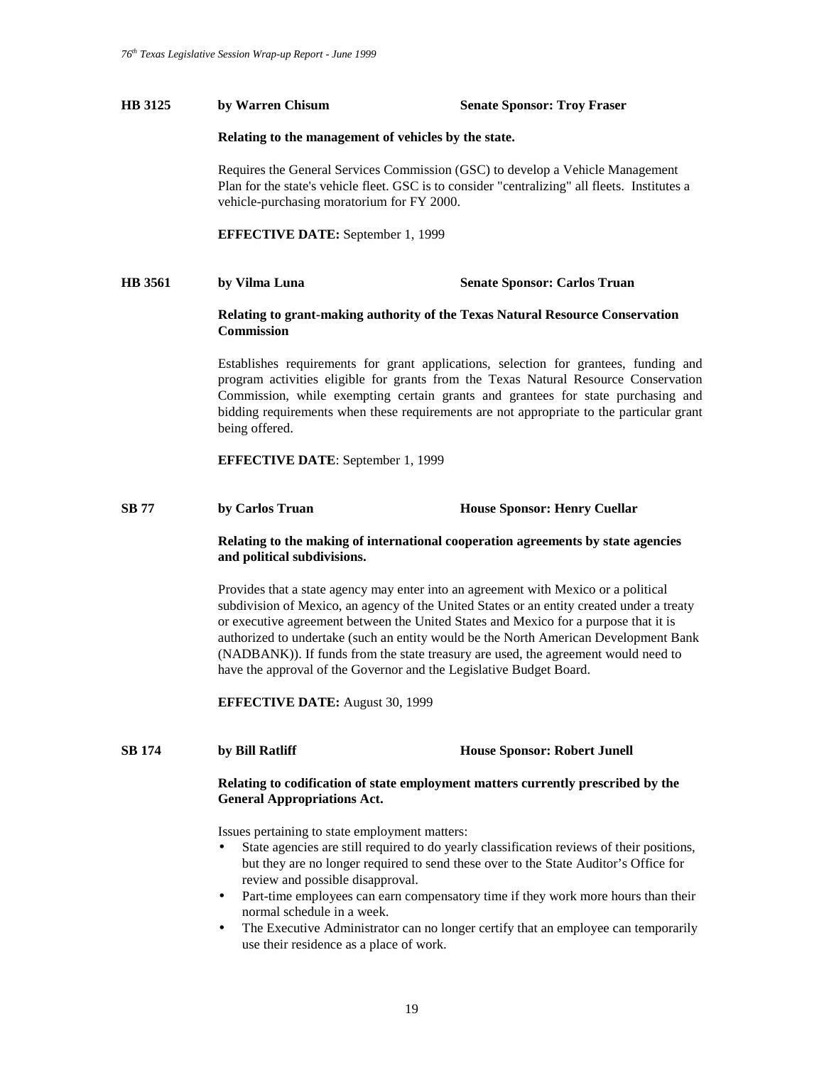**HB 3125** **by Warren Chisum** **Senate Sponsor: Troy Fraser**

**Relating to the management of vehicles by the state.**

Requires the General Services Commission (GSC) to develop a Vehicle Management Plan for the state's vehicle fleet. GSC is to consider "centralizing" all fleets. Institutes a vehicle-purchasing moratorium for FY 2000.

**EFFECTIVE DATE:** September 1, 1999

**HB 3561** **by Vilma Luna** **Senate Sponsor: Carlos Truan**

**Relating to grant-making authority of the Texas Natural Resource Conservation Commission**

Establishes requirements for grant applications, selection for grantees, funding and program activities eligible for grants from the Texas Natural Resource Conservation Commission, while exempting certain grants and grantees for state purchasing and bidding requirements when these requirements are not appropriate to the particular grant being offered.

**EFFECTIVE DATE**: September 1, 1999

**SB 77** **by Carlos Truan** **House Sponsor: Henry Cuellar**

**Relating to the making of international cooperation agreements by state agencies and political subdivisions.**

Provides that a state agency may enter into an agreement with Mexico or a political subdivision of Mexico, an agency of the United States or an entity created under a treaty or executive agreement between the United States and Mexico for a purpose that it is authorized to undertake (such an entity would be the North American Development Bank (NADBANK)). If funds from the state treasury are used, the agreement would need to have the approval of the Governor and the Legislative Budget Board.

**EFFECTIVE DATE:** August 30, 1999

**SB 174** **by Bill Ratliff** **House Sponsor: Robert Junell**

**Relating to codification of state employment matters currently prescribed by the General Appropriations Act.**

Issues pertaining to state employment matters:

- State agencies are still required to do yearly classification reviews of their positions, but they are no longer required to send these over to the State Auditor's Office for review and possible disapproval.
- Part-time employees can earn compensatory time if they work more hours than their normal schedule in a week.
- The Executive Administrator can no longer certify that an employee can temporarily use their residence as a place of work.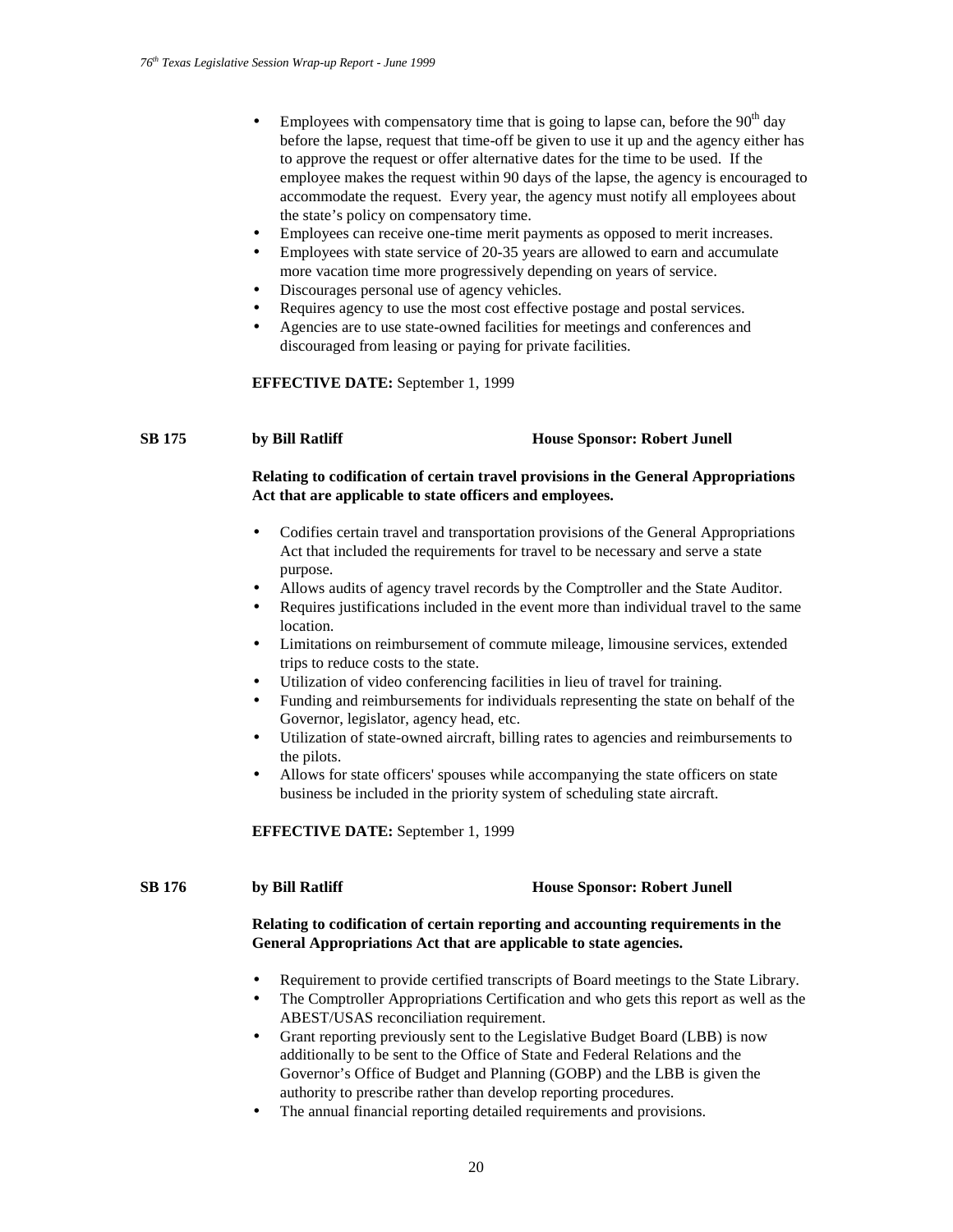- Employees with compensatory time that is going to lapse can, before the 90th day before the lapse, request that time-off be given to use it up and the agency either has to approve the request or offer alternative dates for the time to be used. If the employee makes the request within 90 days of the lapse, the agency is encouraged to accommodate the request. Every year, the agency must notify all employees about the state's policy on compensatory time.
- Employees can receive one-time merit payments as opposed to merit increases.
- Employees with state service of 20-35 years are allowed to earn and accumulate more vacation time more progressively depending on years of service.
- Discourages personal use of agency vehicles.
- Requires agency to use the most cost effective postage and postal services.
- Agencies are to use state-owned facilities for meetings and conferences and discouraged from leasing or paying for private facilities.

**EFFECTIVE DATE:** September 1, 1999

**SB 175 by Bill Ratliff House Sponsor: Robert Junell**

**Relating to codification of certain travel provisions in the General Appropriations Act that are applicable to state officers and employees.**

- Codifies certain travel and transportation provisions of the General Appropriations Act that included the requirements for travel to be necessary and serve a state purpose.
- Allows audits of agency travel records by the Comptroller and the State Auditor.
- Requires justifications included in the event more than individual travel to the same location.
- Limitations on reimbursement of commute mileage, limousine services, extended trips to reduce costs to the state.
- Utilization of video conferencing facilities in lieu of travel for training.
- Funding and reimbursements for individuals representing the state on behalf of the Governor, legislator, agency head, etc.
- Utilization of state-owned aircraft, billing rates to agencies and reimbursements to the pilots.
- Allows for state officers' spouses while accompanying the state officers on state business be included in the priority system of scheduling state aircraft.

**EFFECTIVE DATE:** September 1, 1999

**SB 176 by Bill Ratliff House Sponsor: Robert Junell**

**Relating to codification of certain reporting and accounting requirements in the General Appropriations Act that are applicable to state agencies.**

- Requirement to provide certified transcripts of Board meetings to the State Library.
- The Comptroller Appropriations Certification and who gets this report as well as the ABEST/USAS reconciliation requirement.
- Grant reporting previously sent to the Legislative Budget Board (LBB) is now additionally to be sent to the Office of State and Federal Relations and the Governor's Office of Budget and Planning (GOBP) and the LBB is given the authority to prescribe rather than develop reporting procedures.
- The annual financial reporting detailed requirements and provisions.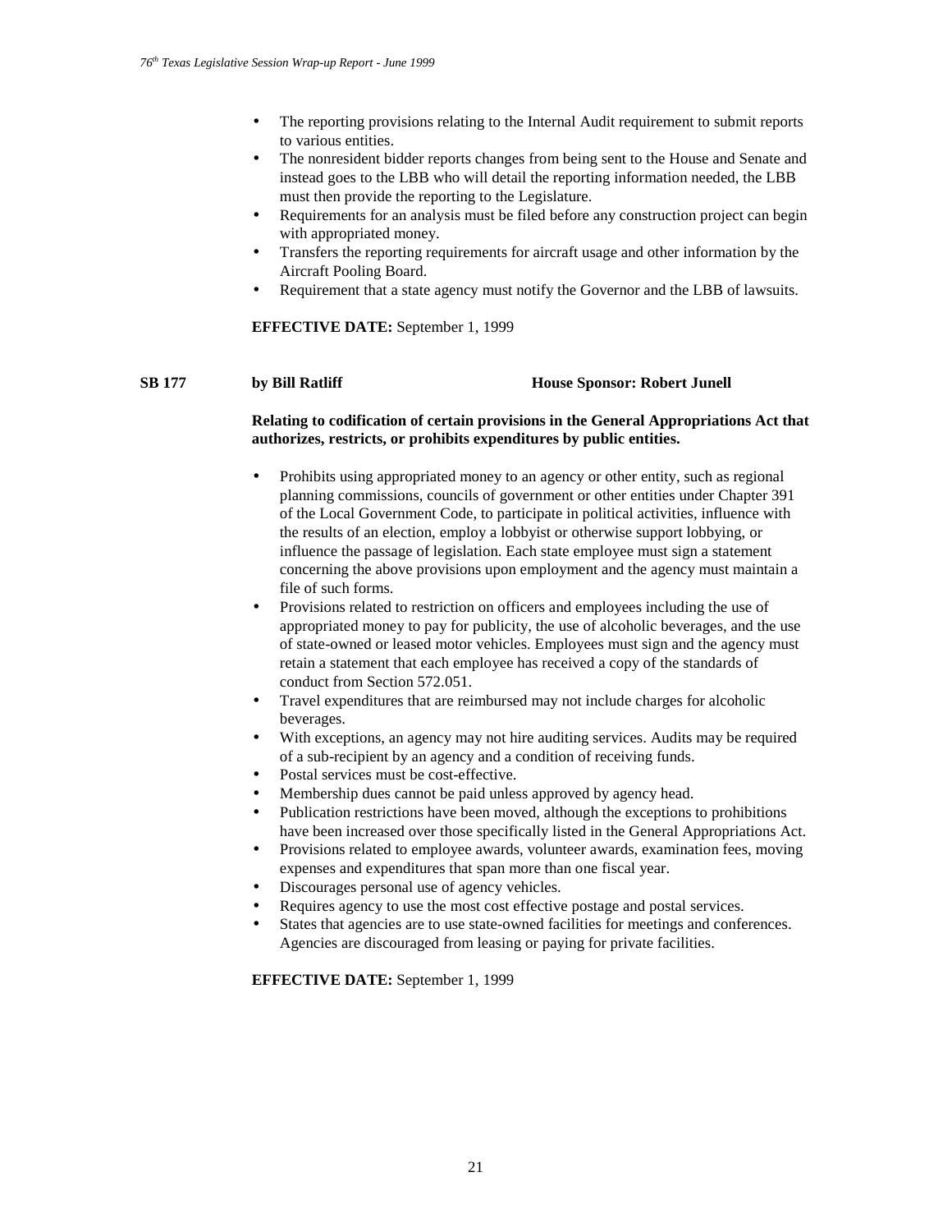- The reporting provisions relating to the Internal Audit requirement to submit reports to various entities.
- The nonresident bidder reports changes from being sent to the House and Senate and instead goes to the LBB who will detail the reporting information needed, the LBB must then provide the reporting to the Legislature.
- Requirements for an analysis must be filed before any construction project can begin with appropriated money.
- Transfers the reporting requirements for aircraft usage and other information by the Aircraft Pooling Board.
- Requirement that a state agency must notify the Governor and the LBB of lawsuits.

**EFFECTIVE DATE:** September 1, 1999

**SB 177** **by Bill Ratliff** **House Sponsor: Robert Junell**

**Relating to codification of certain provisions in the General Appropriations Act that authorizes, restricts, or prohibits expenditures by public entities.**

- Prohibits using appropriated money to an agency or other entity, such as regional planning commissions, councils of government or other entities under Chapter 391 of the Local Government Code, to participate in political activities, influence with the results of an election, employ a lobbyist or otherwise support lobbying, or influence the passage of legislation. Each state employee must sign a statement concerning the above provisions upon employment and the agency must maintain a file of such forms.
- Provisions related to restriction on officers and employees including the use of appropriated money to pay for publicity, the use of alcoholic beverages, and the use of state-owned or leased motor vehicles. Employees must sign and the agency must retain a statement that each employee has received a copy of the standards of conduct from Section 572.051.
- Travel expenditures that are reimbursed may not include charges for alcoholic beverages.
- With exceptions, an agency may not hire auditing services. Audits may be required of a sub-recipient by an agency and a condition of receiving funds.
- Postal services must be cost-effective.
- Membership dues cannot be paid unless approved by agency head.
- Publication restrictions have been moved, although the exceptions to prohibitions have been increased over those specifically listed in the General Appropriations Act.
- Provisions related to employee awards, volunteer awards, examination fees, moving expenses and expenditures that span more than one fiscal year.
- Discourages personal use of agency vehicles.
- Requires agency to use the most cost effective postage and postal services.
- States that agencies are to use state-owned facilities for meetings and conferences. Agencies are discouraged from leasing or paying for private facilities.

**EFFECTIVE DATE:** September 1, 1999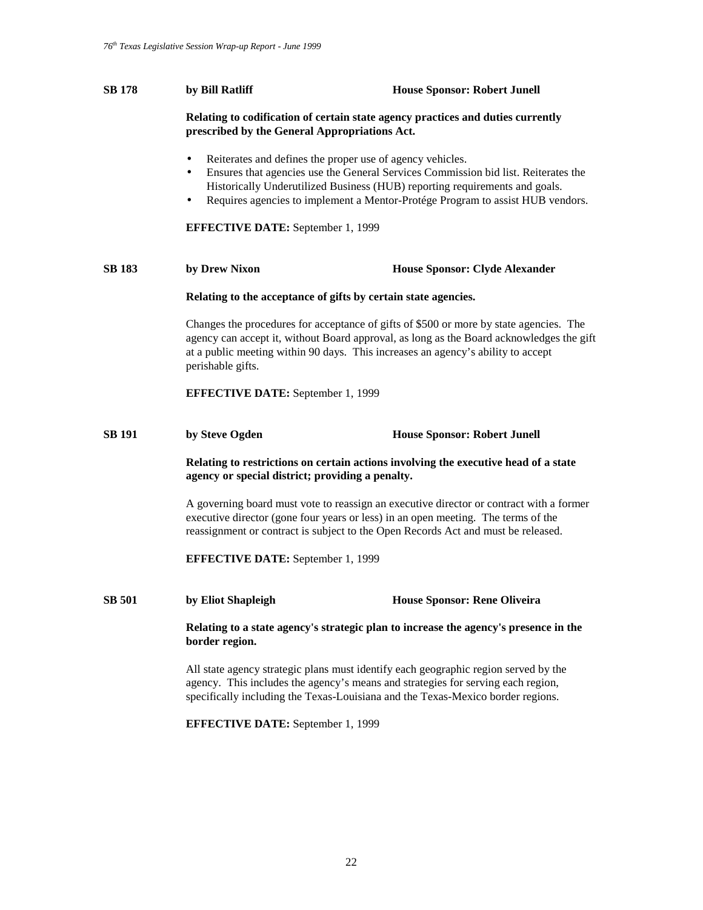**SB 178** **by Bill Ratliff** **House Sponsor: Robert Junell**

**Relating to codification of certain state agency practices and duties currently prescribed by the General Appropriations Act.**

- Reiterates and defines the proper use of agency vehicles.
- Ensures that agencies use the General Services Commission bid list. Reiterates the Historically Underutilized Business (HUB) reporting requirements and goals.
- Requires agencies to implement a Mentor-Protége Program to assist HUB vendors.

**EFFECTIVE DATE:** September 1, 1999

**SB 183** **by Drew Nixon** **House Sponsor: Clyde Alexander**

**Relating to the acceptance of gifts by certain state agencies.**

Changes the procedures for acceptance of gifts of $500 or more by state agencies. The agency can accept it, without Board approval, as long as the Board acknowledges the gift at a public meeting within 90 days. This increases an agency's ability to accept perishable gifts.

**EFFECTIVE DATE:** September 1, 1999

**SB 191** **by Steve Ogden** **House Sponsor: Robert Junell**

**Relating to restrictions on certain actions involving the executive head of a state agency or special district; providing a penalty.**

A governing board must vote to reassign an executive director or contract with a former executive director (gone four years or less) in an open meeting. The terms of the reassignment or contract is subject to the Open Records Act and must be released.

**EFFECTIVE DATE:** September 1, 1999

**SB 501** **by Eliot Shapleigh** **House Sponsor: Rene Oliveira**

**Relating to a state agency's strategic plan to increase the agency's presence in the border region.**

All state agency strategic plans must identify each geographic region served by the agency. This includes the agency's means and strategies for serving each region, specifically including the Texas-Louisiana and the Texas-Mexico border regions.

**EFFECTIVE DATE:** September 1, 1999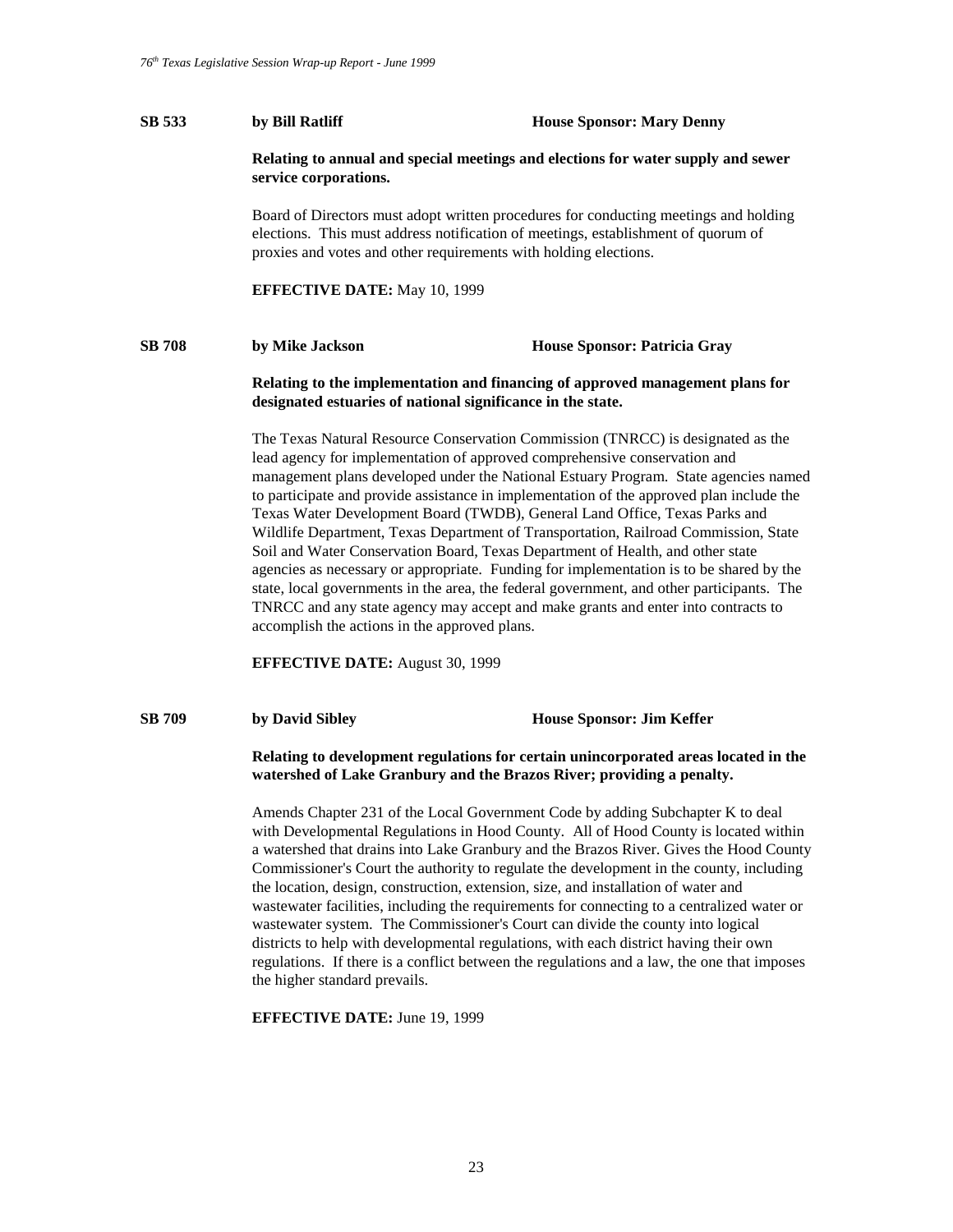**SB 533** **by Bill Ratliff** **House Sponsor: Mary Denny**

**Relating to annual and special meetings and elections for water supply and sewer service corporations.**

Board of Directors must adopt written procedures for conducting meetings and holding elections. This must address notification of meetings, establishment of quorum of proxies and votes and other requirements with holding elections.

**EFFECTIVE DATE:** May 10, 1999

**SB 708** **by Mike Jackson** **House Sponsor: Patricia Gray**

**Relating to the implementation and financing of approved management plans for designated estuaries of national significance in the state.**

The Texas Natural Resource Conservation Commission (TNRCC) is designated as the lead agency for implementation of approved comprehensive conservation and management plans developed under the National Estuary Program. State agencies named to participate and provide assistance in implementation of the approved plan include the Texas Water Development Board (TWDB), General Land Office, Texas Parks and Wildlife Department, Texas Department of Transportation, Railroad Commission, State Soil and Water Conservation Board, Texas Department of Health, and other state agencies as necessary or appropriate. Funding for implementation is to be shared by the state, local governments in the area, the federal government, and other participants. The TNRCC and any state agency may accept and make grants and enter into contracts to accomplish the actions in the approved plans.

**EFFECTIVE DATE:** August 30, 1999

**SB 709** **by David Sibley** **House Sponsor: Jim Keffer**

**Relating to development regulations for certain unincorporated areas located in the watershed of Lake Granbury and the Brazos River; providing a penalty.**

Amends Chapter 231 of the Local Government Code by adding Subchapter K to deal with Developmental Regulations in Hood County. All of Hood County is located within a watershed that drains into Lake Granbury and the Brazos River. Gives the Hood County Commissioner's Court the authority to regulate the development in the county, including the location, design, construction, extension, size, and installation of water and wastewater facilities, including the requirements for connecting to a centralized water or wastewater system. The Commissioner's Court can divide the county into logical districts to help with developmental regulations, with each district having their own regulations. If there is a conflict between the regulations and a law, the one that imposes the higher standard prevails.

**EFFECTIVE DATE:** June 19, 1999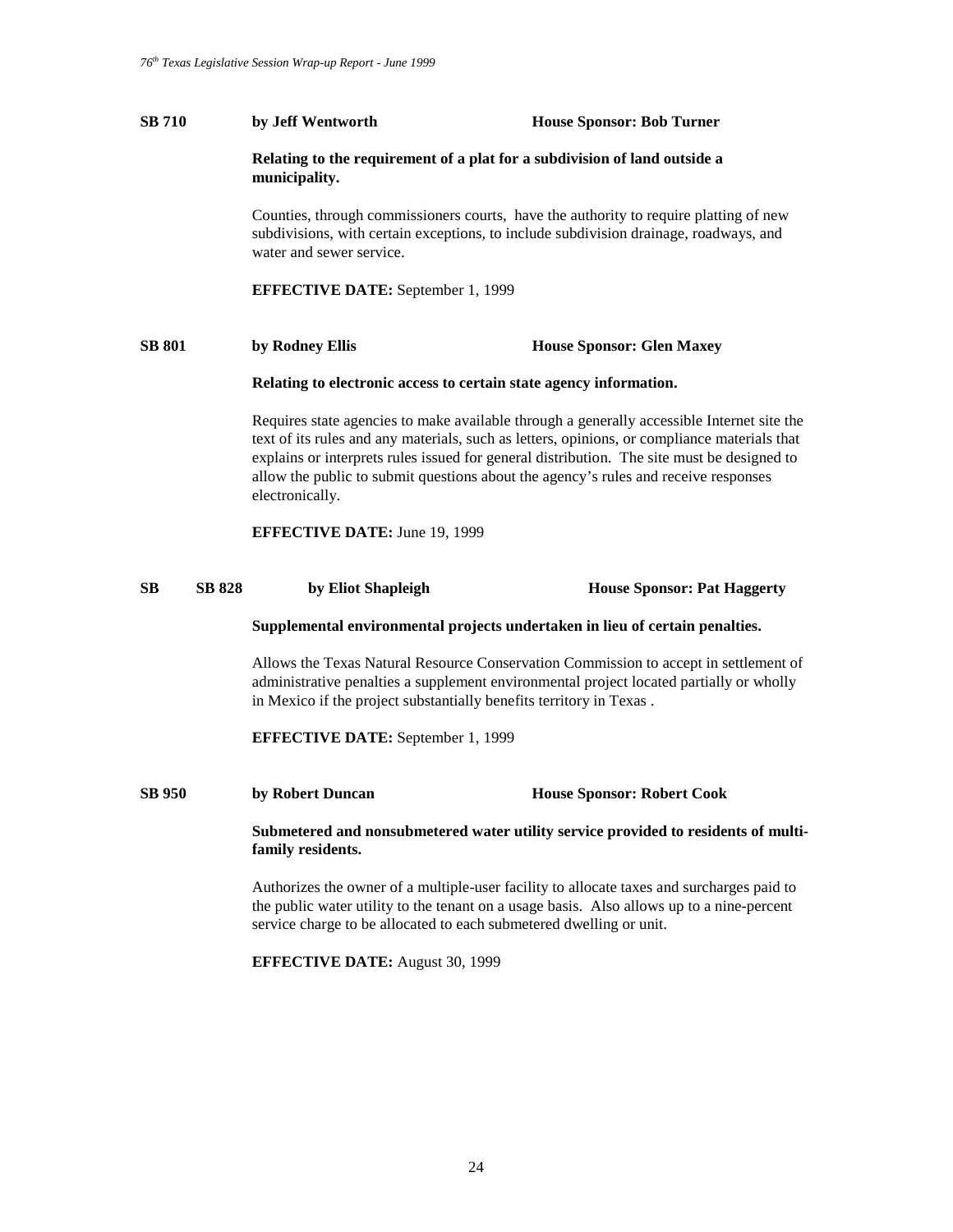**SB 710** **by Jeff Wentworth** **House Sponsor: Bob Turner**

**Relating to the requirement of a plat for a subdivision of land outside a municipality.**

Counties, through commissioners courts, have the authority to require platting of new subdivisions, with certain exceptions, to include subdivision drainage, roadways, and water and sewer service.

**EFFECTIVE DATE:** September 1, 1999

**SB 801** **by Rodney Ellis** **House Sponsor: Glen Maxey**

**Relating to electronic access to certain state agency information.**

Requires state agencies to make available through a generally accessible Internet site the text of its rules and any materials, such as letters, opinions, or compliance materials that explains or interprets rules issued for general distribution. The site must be designed to allow the public to submit questions about the agency's rules and receive responses electronically.

**EFFECTIVE DATE:** June 19, 1999

**SB** **SB 828** **by Eliot Shapleigh** **House Sponsor: Pat Haggerty**

**Supplemental environmental projects undertaken in lieu of certain penalties.**

Allows the Texas Natural Resource Conservation Commission to accept in settlement of administrative penalties a supplement environmental project located partially or wholly in Mexico if the project substantially benefits territory in Texas .

**EFFECTIVE DATE:** September 1, 1999

**SB 950** **by Robert Duncan** **House Sponsor: Robert Cook**

**Submetered and nonsubmetered water utility service provided to residents of multi-family residents.**

Authorizes the owner of a multiple-user facility to allocate taxes and surcharges paid to the public water utility to the tenant on a usage basis. Also allows up to a nine-percent service charge to be allocated to each submetered dwelling or unit.

**EFFECTIVE DATE:** August 30, 1999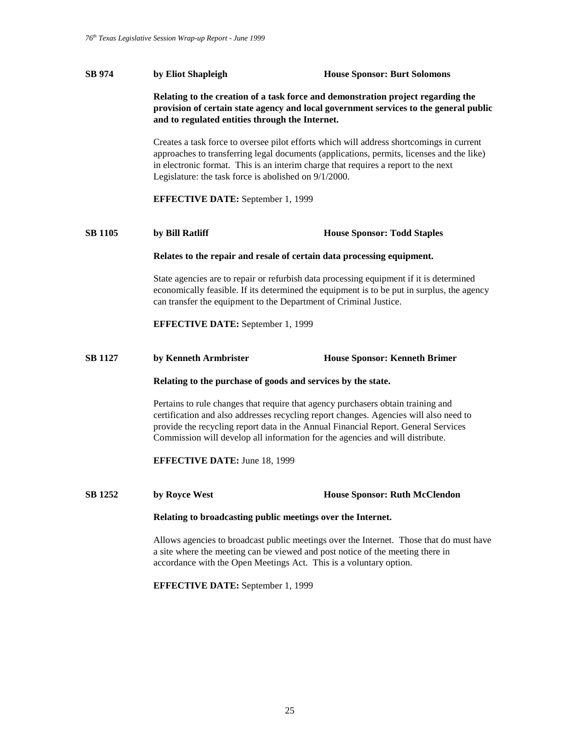**SB 974** **by Eliot Shapleigh** **House Sponsor: Burt Solomons**

**Relating to the creation of a task force and demonstration project regarding the provision of certain state agency and local government services to the general public and to regulated entities through the Internet.**

Creates a task force to oversee pilot efforts which will address shortcomings in current approaches to transferring legal documents (applications, permits, licenses and the like) in electronic format. This is an interim charge that requires a report to the next Legislature: the task force is abolished on 9/1/2000.

**EFFECTIVE DATE:** September 1, 1999

**SB 1105** **by Bill Ratliff** **House Sponsor: Todd Staples**

**Relates to the repair and resale of certain data processing equipment.**

State agencies are to repair or refurbish data processing equipment if it is determined economically feasible. If its determined the equipment is to be put in surplus, the agency can transfer the equipment to the Department of Criminal Justice.

**EFFECTIVE DATE:** September 1, 1999

**SB 1127** **by Kenneth Armbrister** **House Sponsor: Kenneth Brimer**

**Relating to the purchase of goods and services by the state.**

Pertains to rule changes that require that agency purchasers obtain training and certification and also addresses recycling report changes. Agencies will also need to provide the recycling report data in the Annual Financial Report. General Services Commission will develop all information for the agencies and will distribute.

**EFFECTIVE DATE:** June 18, 1999

**SB 1252** **by Royce West** **House Sponsor: Ruth McClendon**

**Relating to broadcasting public meetings over the Internet.**

Allows agencies to broadcast public meetings over the Internet. Those that do must have a site where the meeting can be viewed and post notice of the meeting there in accordance with the Open Meetings Act. This is a voluntary option.

**EFFECTIVE DATE:** September 1, 1999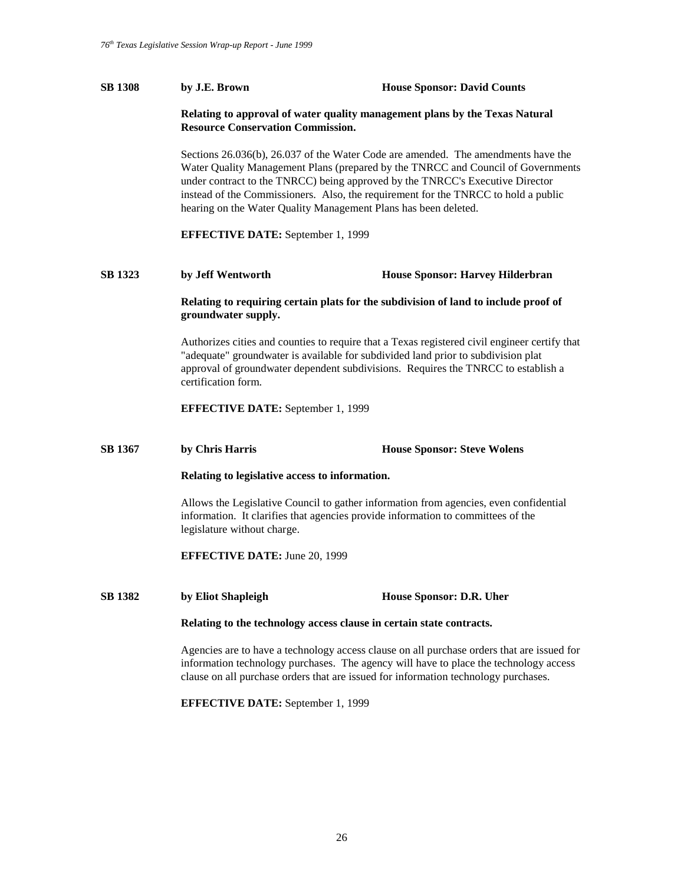**SB 1308** **by J.E. Brown** **House Sponsor: David Counts**

**Relating to approval of water quality management plans by the Texas Natural Resource Conservation Commission.**

Sections 26.036(b), 26.037 of the Water Code are amended. The amendments have the Water Quality Management Plans (prepared by the TNRCC and Council of Governments under contract to the TNRCC) being approved by the TNRCC's Executive Director instead of the Commissioners. Also, the requirement for the TNRCC to hold a public hearing on the Water Quality Management Plans has been deleted.

**EFFECTIVE DATE:** September 1, 1999

**SB 1323** **by Jeff Wentworth** **House Sponsor: Harvey Hilderbran**

**Relating to requiring certain plats for the subdivision of land to include proof of groundwater supply.**

Authorizes cities and counties to require that a Texas registered civil engineer certify that "adequate" groundwater is available for subdivided land prior to subdivision plat approval of groundwater dependent subdivisions. Requires the TNRCC to establish a certification form.

**EFFECTIVE DATE:** September 1, 1999

**SB 1367** **by Chris Harris** **House Sponsor: Steve Wolens**

**Relating to legislative access to information.**

Allows the Legislative Council to gather information from agencies, even confidential information. It clarifies that agencies provide information to committees of the legislature without charge.

**EFFECTIVE DATE:** June 20, 1999

**SB 1382** **by Eliot Shapleigh** **House Sponsor: D.R. Uher**

**Relating to the technology access clause in certain state contracts.**

Agencies are to have a technology access clause on all purchase orders that are issued for information technology purchases. The agency will have to place the technology access clause on all purchase orders that are issued for information technology purchases.

**EFFECTIVE DATE:** September 1, 1999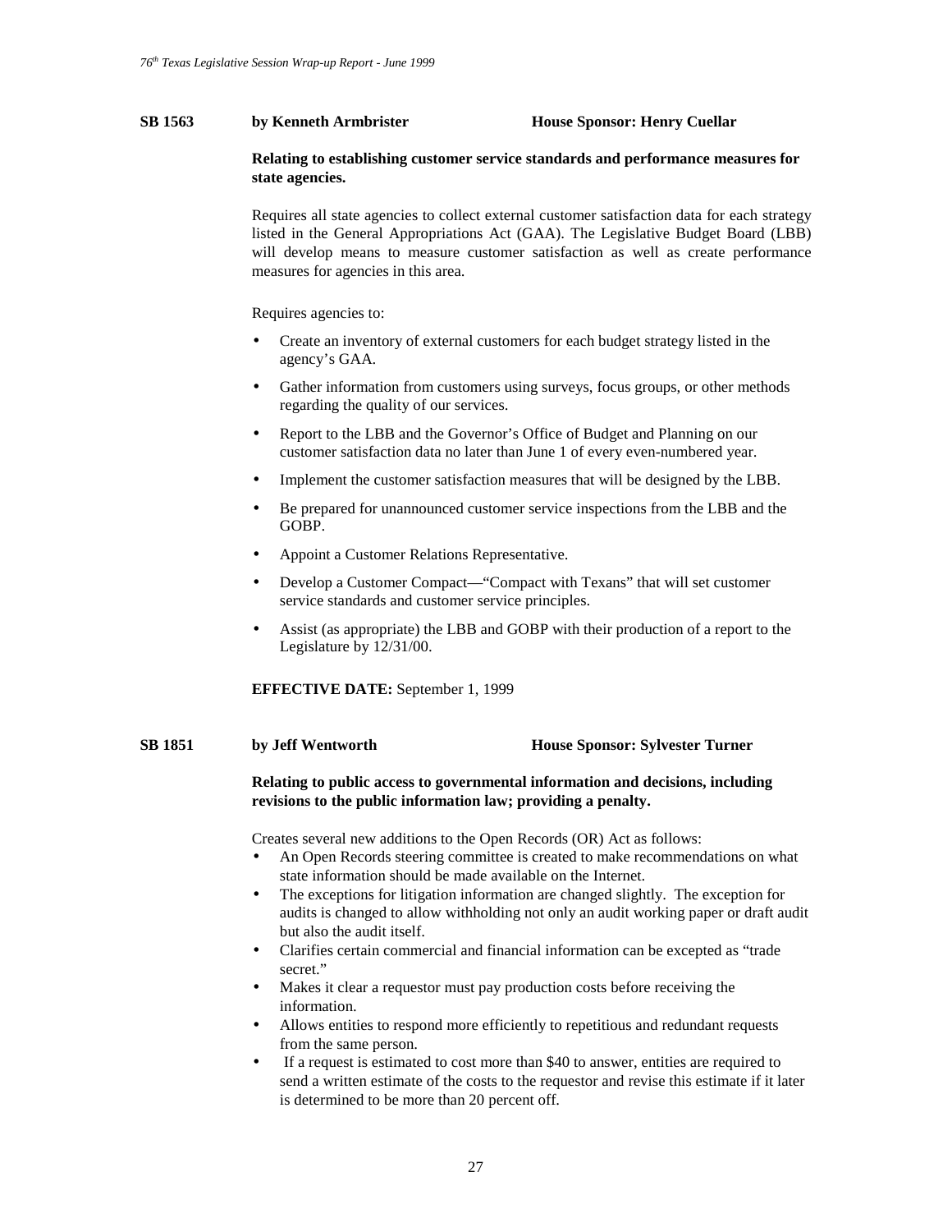**SB 1563 by Kenneth Armbrister House Sponsor: Henry Cuellar**

**Relating to establishing customer service standards and performance measures for state agencies.**

Requires all state agencies to collect external customer satisfaction data for each strategy listed in the General Appropriations Act (GAA). The Legislative Budget Board (LBB) will develop means to measure customer satisfaction as well as create performance measures for agencies in this area.

Requires agencies to:

- Create an inventory of external customers for each budget strategy listed in the agency's GAA.
- Gather information from customers using surveys, focus groups, or other methods regarding the quality of our services.
- Report to the LBB and the Governor's Office of Budget and Planning on our customer satisfaction data no later than June 1 of every even-numbered year.
- Implement the customer satisfaction measures that will be designed by the LBB.
- Be prepared for unannounced customer service inspections from the LBB and the GOBP.
- Appoint a Customer Relations Representative.
- Develop a Customer Compact—"Compact with Texans" that will set customer service standards and customer service principles.
- Assist (as appropriate) the LBB and GOBP with their production of a report to the Legislature by 12/31/00.

**EFFECTIVE DATE:** September 1, 1999

**SB 1851 by Jeff Wentworth House Sponsor: Sylvester Turner**

**Relating to public access to governmental information and decisions, including revisions to the public information law; providing a penalty.**

Creates several new additions to the Open Records (OR) Act as follows:

- An Open Records steering committee is created to make recommendations on what state information should be made available on the Internet.
- The exceptions for litigation information are changed slightly. The exception for audits is changed to allow withholding not only an audit working paper or draft audit but also the audit itself.
- Clarifies certain commercial and financial information can be excepted as "trade secret."
- Makes it clear a requestor must pay production costs before receiving the information.
- Allows entities to respond more efficiently to repetitious and redundant requests from the same person.
- If a request is estimated to cost more than $40 to answer, entities are required to send a written estimate of the costs to the requestor and revise this estimate if it later is determined to be more than 20 percent off.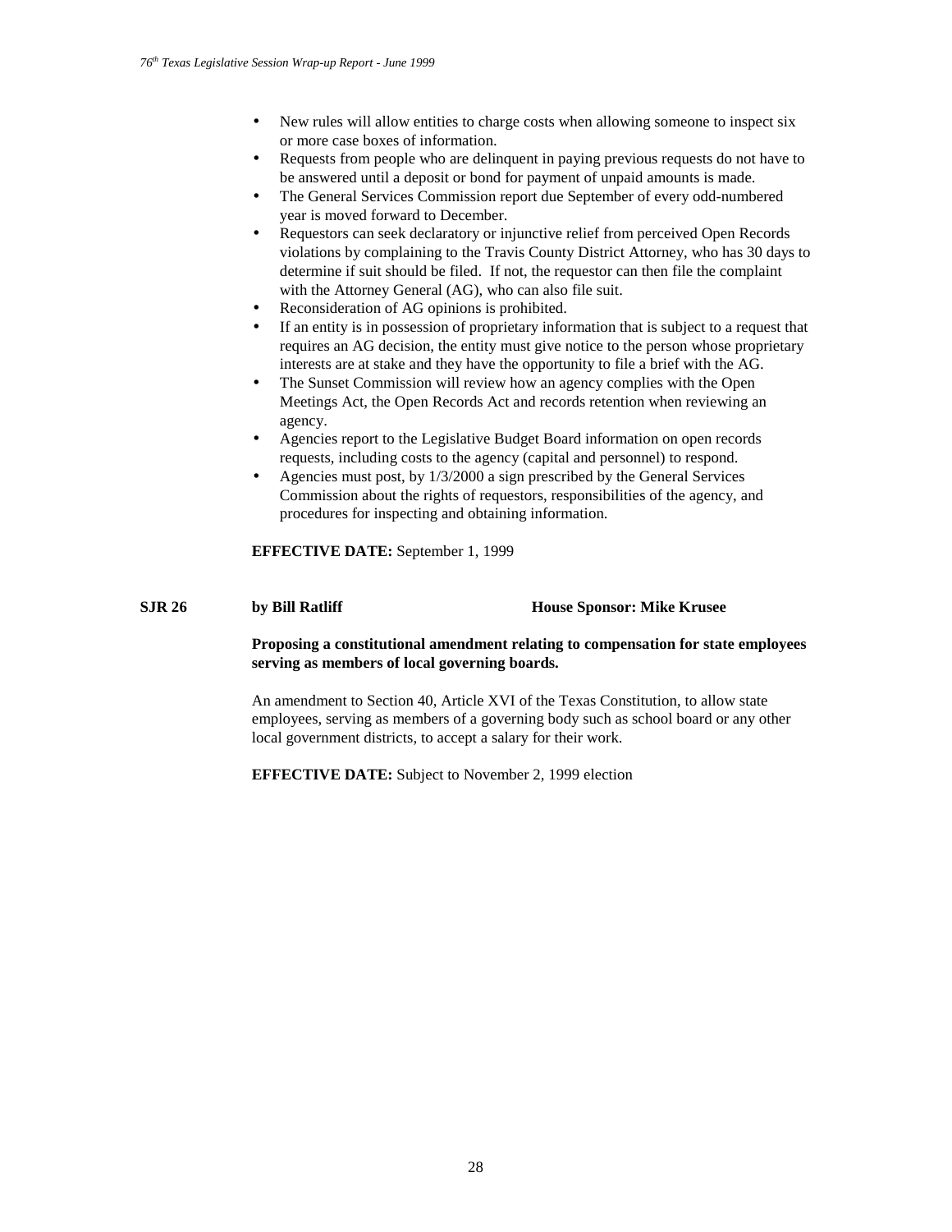- New rules will allow entities to charge costs when allowing someone to inspect six or more case boxes of information.
- Requests from people who are delinquent in paying previous requests do not have to be answered until a deposit or bond for payment of unpaid amounts is made.
- The General Services Commission report due September of every odd-numbered year is moved forward to December.
- Requestors can seek declaratory or injunctive relief from perceived Open Records violations by complaining to the Travis County District Attorney, who has 30 days to determine if suit should be filed. If not, the requestor can then file the complaint with the Attorney General (AG), who can also file suit.
- Reconsideration of AG opinions is prohibited.
- If an entity is in possession of proprietary information that is subject to a request that requires an AG decision, the entity must give notice to the person whose proprietary interests are at stake and they have the opportunity to file a brief with the AG.
- The Sunset Commission will review how an agency complies with the Open Meetings Act, the Open Records Act and records retention when reviewing an agency.
- Agencies report to the Legislative Budget Board information on open records requests, including costs to the agency (capital and personnel) to respond.
- Agencies must post, by 1/3/2000 a sign prescribed by the General Services Commission about the rights of requestors, responsibilities of the agency, and procedures for inspecting and obtaining information.

**EFFECTIVE DATE:** September 1, 1999

**SJR 26** **by Bill Ratliff** **House Sponsor: Mike Krusee**

**Proposing a constitutional amendment relating to compensation for state employees serving as members of local governing boards.**

An amendment to Section 40, Article XVI of the Texas Constitution, to allow state employees, serving as members of a governing body such as school board or any other local government districts, to accept a salary for their work.

**EFFECTIVE DATE:** Subject to November 2, 1999 election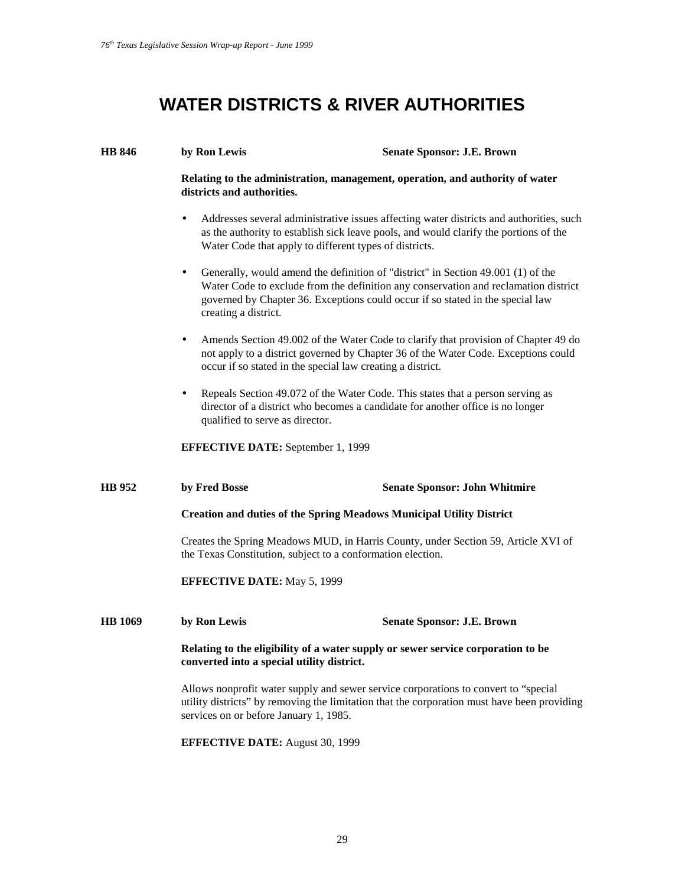# WATER DISTRICTS & RIVER AUTHORITIES

**HB 846** **by Ron Lewis** **Senate Sponsor: J.E. Brown**

**Relating to the administration, management, operation, and authority of water districts and authorities.**

- Addresses several administrative issues affecting water districts and authorities, such as the authority to establish sick leave pools, and would clarify the portions of the Water Code that apply to different types of districts.
- Generally, would amend the definition of "district" in Section 49.001 (1) of the Water Code to exclude from the definition any conservation and reclamation district governed by Chapter 36. Exceptions could occur if so stated in the special law creating a district.
- Amends Section 49.002 of the Water Code to clarify that provision of Chapter 49 do not apply to a district governed by Chapter 36 of the Water Code. Exceptions could occur if so stated in the special law creating a district.
- Repeals Section 49.072 of the Water Code. This states that a person serving as director of a district who becomes a candidate for another office is no longer qualified to serve as director.

**EFFECTIVE DATE:** September 1, 1999

**HB 952** **by Fred Bosse** **Senate Sponsor: John Whitmire**

**Creation and duties of the Spring Meadows Municipal Utility District**

Creates the Spring Meadows MUD, in Harris County, under Section 59, Article XVI of the Texas Constitution, subject to a conformation election.

**EFFECTIVE DATE:** May 5, 1999

**HB 1069** **by Ron Lewis** **Senate Sponsor: J.E. Brown**

**Relating to the eligibility of a water supply or sewer service corporation to be converted into a special utility district.**

Allows nonprofit water supply and sewer service corporations to convert to "special utility districts" by removing the limitation that the corporation must have been providing services on or before January 1, 1985.

**EFFECTIVE DATE:** August 30, 1999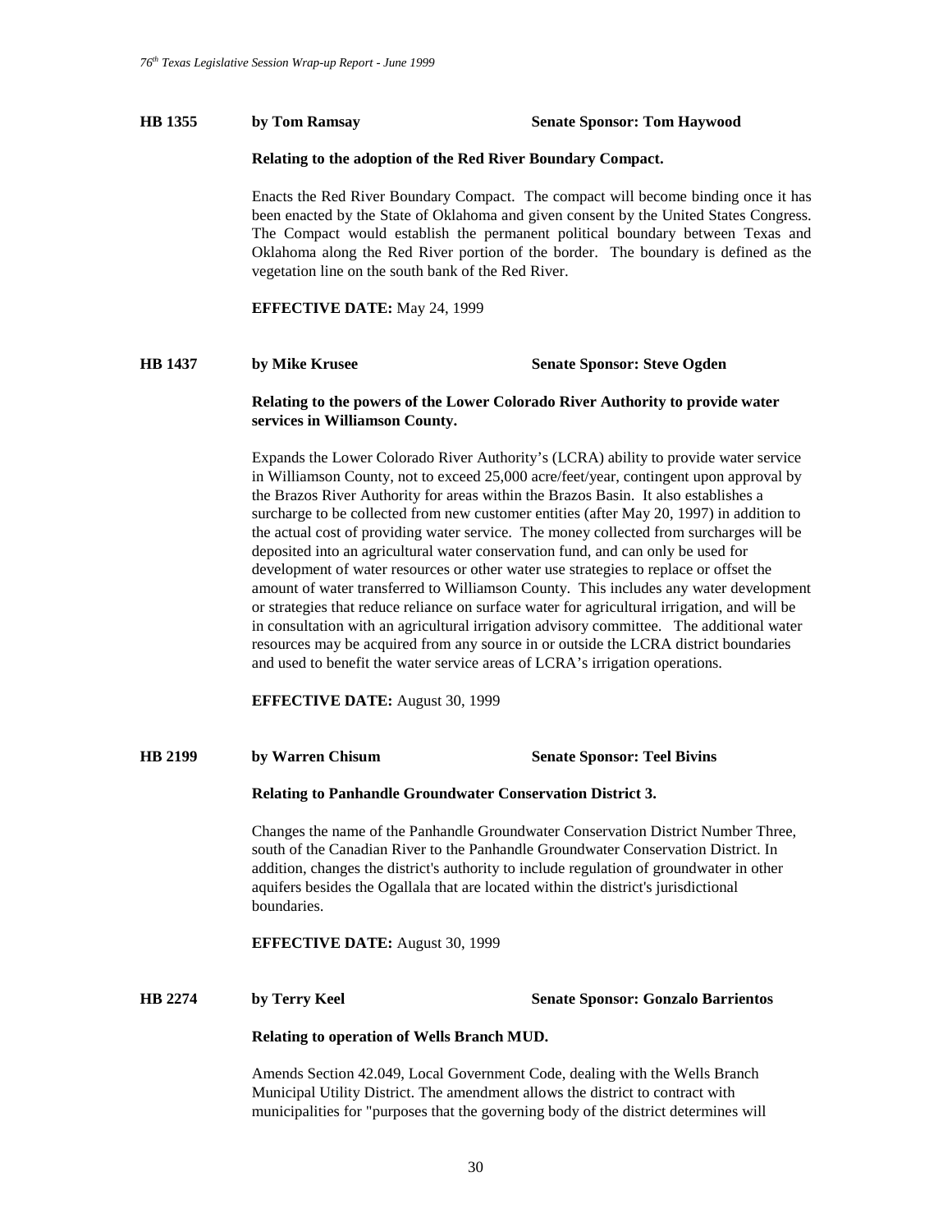**HB 1355** **by Tom Ramsay** **Senate Sponsor: Tom Haywood**

**Relating to the adoption of the Red River Boundary Compact.**

Enacts the Red River Boundary Compact. The compact will become binding once it has been enacted by the State of Oklahoma and given consent by the United States Congress. The Compact would establish the permanent political boundary between Texas and Oklahoma along the Red River portion of the border. The boundary is defined as the vegetation line on the south bank of the Red River.

**EFFECTIVE DATE:** May 24, 1999

**HB 1437** **by Mike Krusee** **Senate Sponsor: Steve Ogden**

**Relating to the powers of the Lower Colorado River Authority to provide water services in Williamson County.**

Expands the Lower Colorado River Authority's (LCRA) ability to provide water service in Williamson County, not to exceed 25,000 acre/feet/year, contingent upon approval by the Brazos River Authority for areas within the Brazos Basin. It also establishes a surcharge to be collected from new customer entities (after May 20, 1997) in addition to the actual cost of providing water service. The money collected from surcharges will be deposited into an agricultural water conservation fund, and can only be used for development of water resources or other water use strategies to replace or offset the amount of water transferred to Williamson County. This includes any water development or strategies that reduce reliance on surface water for agricultural irrigation, and will be in consultation with an agricultural irrigation advisory committee. The additional water resources may be acquired from any source in or outside the LCRA district boundaries and used to benefit the water service areas of LCRA's irrigation operations.

**EFFECTIVE DATE:** August 30, 1999

**HB 2199** **by Warren Chisum** **Senate Sponsor: Teel Bivins**

**Relating to Panhandle Groundwater Conservation District 3.**

Changes the name of the Panhandle Groundwater Conservation District Number Three, south of the Canadian River to the Panhandle Groundwater Conservation District. In addition, changes the district's authority to include regulation of groundwater in other aquifers besides the Ogallala that are located within the district's jurisdictional boundaries.

**EFFECTIVE DATE:** August 30, 1999

**HB 2274** **by Terry Keel** **Senate Sponsor: Gonzalo Barrientos**

**Relating to operation of Wells Branch MUD.**

Amends Section 42.049, Local Government Code, dealing with the Wells Branch Municipal Utility District. The amendment allows the district to contract with municipalities for "purposes that the governing body of the district determines will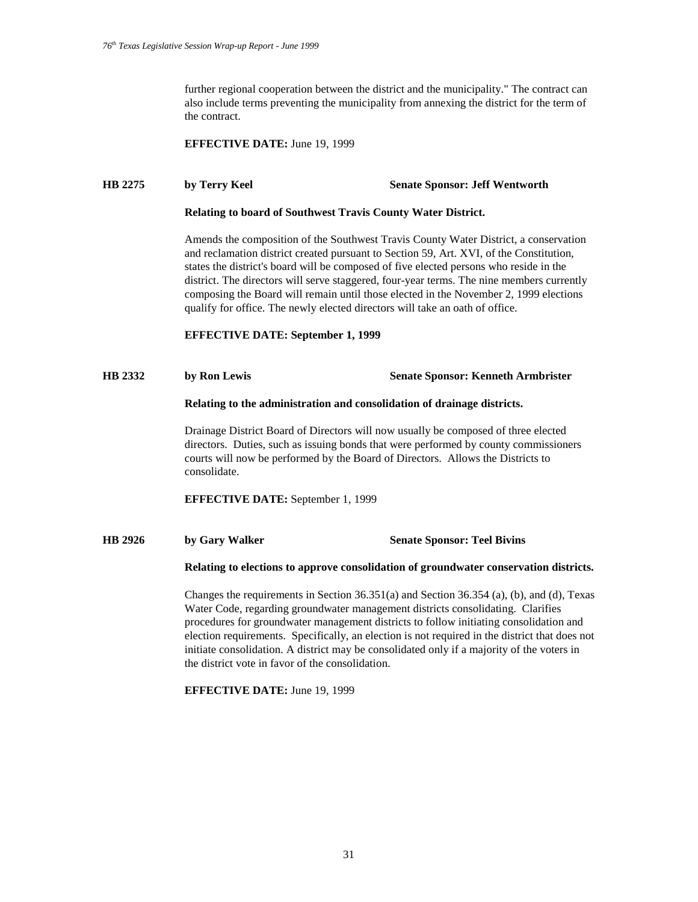further regional cooperation between the district and the municipality." The contract can also include terms preventing the municipality from annexing the district for the term of the contract.

**EFFECTIVE DATE:** June 19, 1999

**HB 2275 by Terry Keel Senate Sponsor: Jeff Wentworth**

**Relating to board of Southwest Travis County Water District.**

Amends the composition of the Southwest Travis County Water District, a conservation and reclamation district created pursuant to Section 59, Art. XVI, of the Constitution, states the district's board will be composed of five elected persons who reside in the district. The directors will serve staggered, four-year terms. The nine members currently composing the Board will remain until those elected in the November 2, 1999 elections qualify for office. The newly elected directors will take an oath of office.

**EFFECTIVE DATE: September 1, 1999**

**HB 2332 by Ron Lewis Senate Sponsor: Kenneth Armbrister**

**Relating to the administration and consolidation of drainage districts.**

Drainage District Board of Directors will now usually be composed of three elected directors. Duties, such as issuing bonds that were performed by county commissioners courts will now be performed by the Board of Directors. Allows the Districts to consolidate.

**EFFECTIVE DATE:** September 1, 1999

**HB 2926 by Gary Walker Senate Sponsor: Teel Bivins**

**Relating to elections to approve consolidation of groundwater conservation districts.**

Changes the requirements in Section 36.351(a) and Section 36.354 (a), (b), and (d), Texas Water Code, regarding groundwater management districts consolidating. Clarifies procedures for groundwater management districts to follow initiating consolidation and election requirements. Specifically, an election is not required in the district that does not initiate consolidation. A district may be consolidated only if a majority of the voters in the district vote in favor of the consolidation.

**EFFECTIVE DATE:** June 19, 1999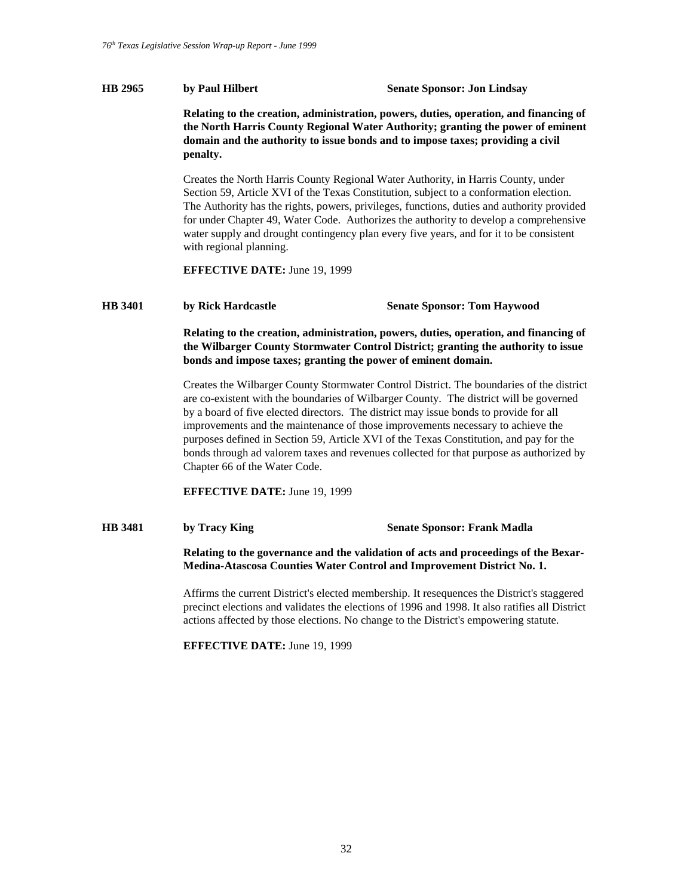**HB 2965** **by Paul Hilbert** **Senate Sponsor: Jon Lindsay**

**Relating to the creation, administration, powers, duties, operation, and financing of the North Harris County Regional Water Authority; granting the power of eminent domain and the authority to issue bonds and to impose taxes; providing a civil penalty.**

Creates the North Harris County Regional Water Authority, in Harris County, under Section 59, Article XVI of the Texas Constitution, subject to a conformation election. The Authority has the rights, powers, privileges, functions, duties and authority provided for under Chapter 49, Water Code. Authorizes the authority to develop a comprehensive water supply and drought contingency plan every five years, and for it to be consistent with regional planning.

**EFFECTIVE DATE:** June 19, 1999

**HB 3401** **by Rick Hardcastle** **Senate Sponsor: Tom Haywood**

**Relating to the creation, administration, powers, duties, operation, and financing of the Wilbarger County Stormwater Control District; granting the authority to issue bonds and impose taxes; granting the power of eminent domain.**

Creates the Wilbarger County Stormwater Control District. The boundaries of the district are co-existent with the boundaries of Wilbarger County. The district will be governed by a board of five elected directors. The district may issue bonds to provide for all improvements and the maintenance of those improvements necessary to achieve the purposes defined in Section 59, Article XVI of the Texas Constitution, and pay for the bonds through ad valorem taxes and revenues collected for that purpose as authorized by Chapter 66 of the Water Code.

**EFFECTIVE DATE:** June 19, 1999

**HB 3481** **by Tracy King** **Senate Sponsor: Frank Madla**

**Relating to the governance and the validation of acts and proceedings of the Bexar-Medina-Atascosa Counties Water Control and Improvement District No. 1.**

Affirms the current District's elected membership. It resequences the District's staggered precinct elections and validates the elections of 1996 and 1998. It also ratifies all District actions affected by those elections. No change to the District's empowering statute.

**EFFECTIVE DATE:** June 19, 1999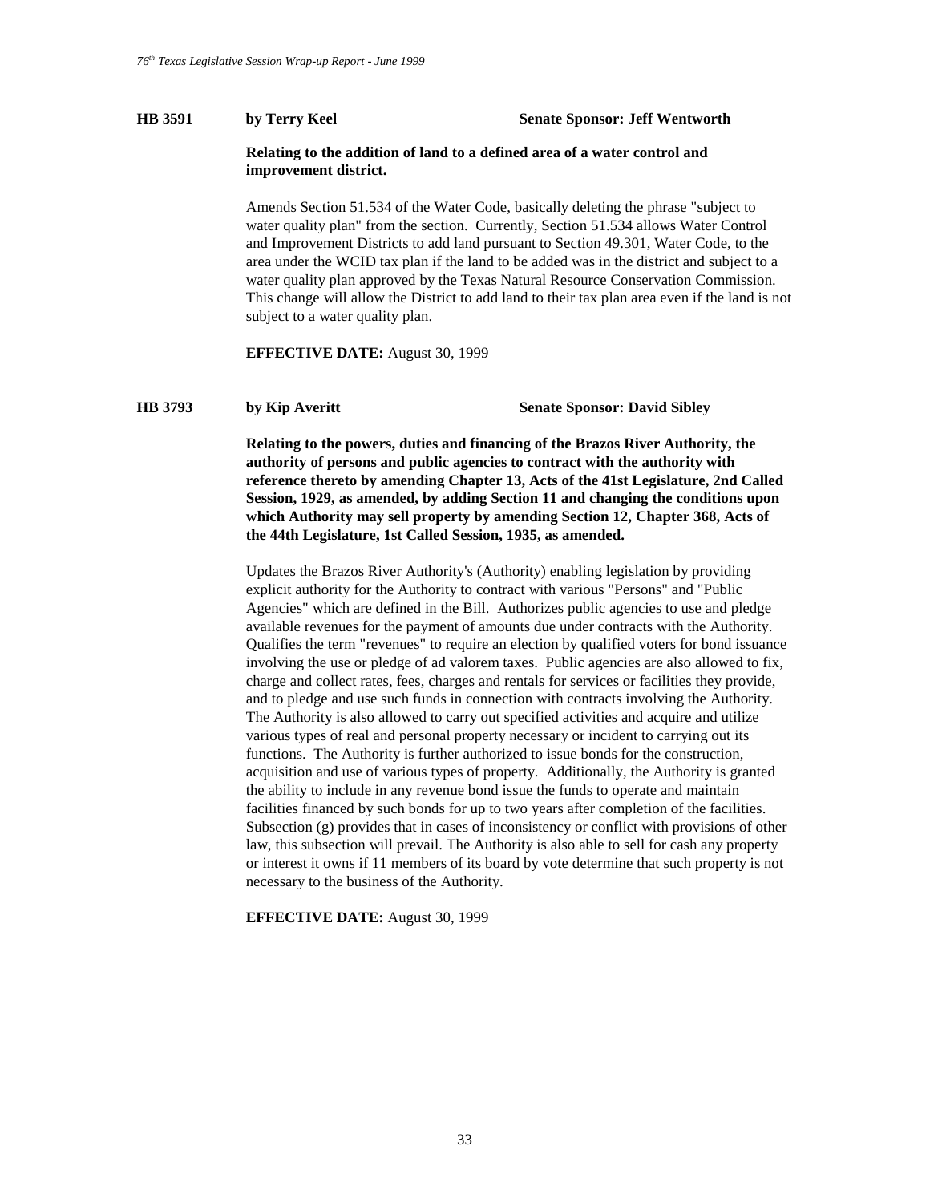**HB 3591** **by Terry Keel** **Senate Sponsor: Jeff Wentworth**

**Relating to the addition of land to a defined area of a water control and improvement district.**

Amends Section 51.534 of the Water Code, basically deleting the phrase "subject to water quality plan" from the section. Currently, Section 51.534 allows Water Control and Improvement Districts to add land pursuant to Section 49.301, Water Code, to the area under the WCID tax plan if the land to be added was in the district and subject to a water quality plan approved by the Texas Natural Resource Conservation Commission. This change will allow the District to add land to their tax plan area even if the land is not subject to a water quality plan.

**EFFECTIVE DATE:** August 30, 1999

**HB 3793** **by Kip Averitt** **Senate Sponsor: David Sibley**

**Relating to the powers, duties and financing of the Brazos River Authority, the authority of persons and public agencies to contract with the authority with reference thereto by amending Chapter 13, Acts of the 41st Legislature, 2nd Called Session, 1929, as amended, by adding Section 11 and changing the conditions upon which Authority may sell property by amending Section 12, Chapter 368, Acts of the 44th Legislature, 1st Called Session, 1935, as amended.**

Updates the Brazos River Authority's (Authority) enabling legislation by providing explicit authority for the Authority to contract with various "Persons" and "Public Agencies" which are defined in the Bill. Authorizes public agencies to use and pledge available revenues for the payment of amounts due under contracts with the Authority. Qualifies the term "revenues" to require an election by qualified voters for bond issuance involving the use or pledge of ad valorem taxes. Public agencies are also allowed to fix, charge and collect rates, fees, charges and rentals for services or facilities they provide, and to pledge and use such funds in connection with contracts involving the Authority. The Authority is also allowed to carry out specified activities and acquire and utilize various types of real and personal property necessary or incident to carrying out its functions. The Authority is further authorized to issue bonds for the construction, acquisition and use of various types of property. Additionally, the Authority is granted the ability to include in any revenue bond issue the funds to operate and maintain facilities financed by such bonds for up to two years after completion of the facilities. Subsection (g) provides that in cases of inconsistency or conflict with provisions of other law, this subsection will prevail. The Authority is also able to sell for cash any property or interest it owns if 11 members of its board by vote determine that such property is not necessary to the business of the Authority.

**EFFECTIVE DATE:** August 30, 1999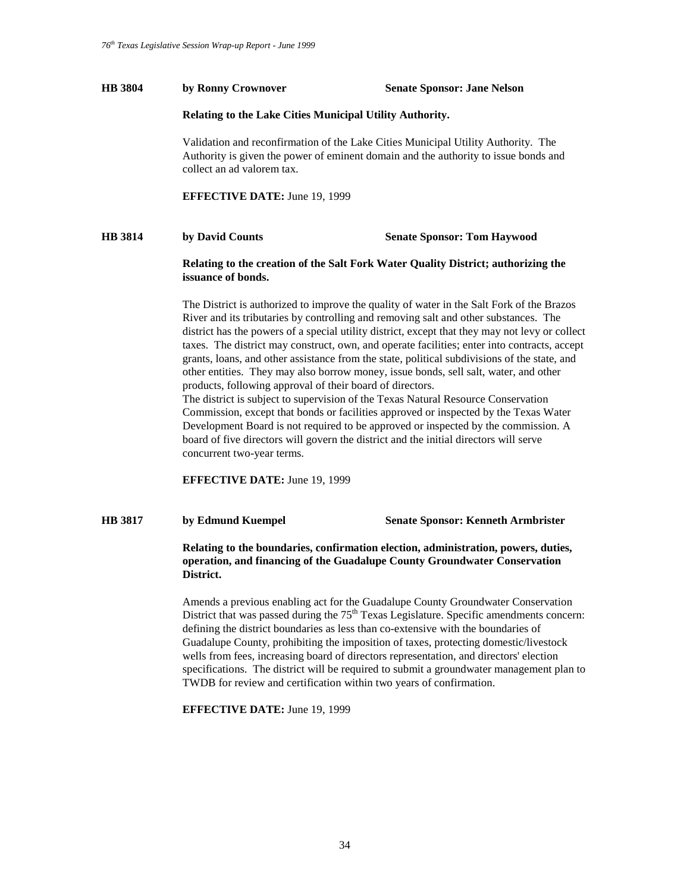**HB 3804** **by Ronny Crownover** **Senate Sponsor: Jane Nelson**

**Relating to the Lake Cities Municipal Utility Authority.**

Validation and reconfirmation of the Lake Cities Municipal Utility Authority. The Authority is given the power of eminent domain and the authority to issue bonds and collect an ad valorem tax.

**EFFECTIVE DATE:** June 19, 1999

**HB 3814** **by David Counts** **Senate Sponsor: Tom Haywood**

**Relating to the creation of the Salt Fork Water Quality District; authorizing the issuance of bonds.**

The District is authorized to improve the quality of water in the Salt Fork of the Brazos River and its tributaries by controlling and removing salt and other substances. The district has the powers of a special utility district, except that they may not levy or collect taxes. The district may construct, own, and operate facilities; enter into contracts, accept grants, loans, and other assistance from the state, political subdivisions of the state, and other entities. They may also borrow money, issue bonds, sell salt, water, and other products, following approval of their board of directors.
The district is subject to supervision of the Texas Natural Resource Conservation Commission, except that bonds or facilities approved or inspected by the Texas Water Development Board is not required to be approved or inspected by the commission. A board of five directors will govern the district and the initial directors will serve concurrent two-year terms.

**EFFECTIVE DATE:** June 19, 1999

**HB 3817** **by Edmund Kuempel** **Senate Sponsor: Kenneth Armbrister**

**Relating to the boundaries, confirmation election, administration, powers, duties, operation, and financing of the Guadalupe County Groundwater Conservation District.**

Amends a previous enabling act for the Guadalupe County Groundwater Conservation District that was passed during the 75th Texas Legislature. Specific amendments concern: defining the district boundaries as less than co-extensive with the boundaries of Guadalupe County, prohibiting the imposition of taxes, protecting domestic/livestock wells from fees, increasing board of directors representation, and directors' election specifications. The district will be required to submit a groundwater management plan to TWDB for review and certification within two years of confirmation.

**EFFECTIVE DATE:** June 19, 1999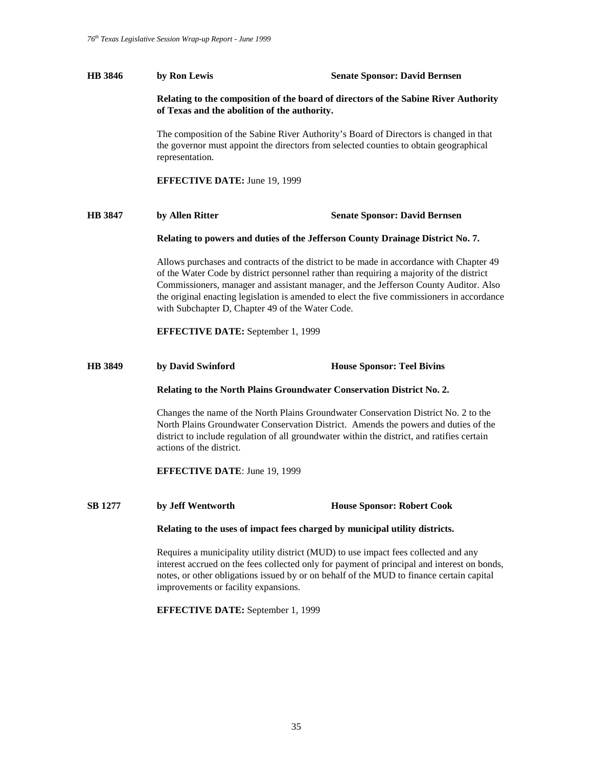**HB 3846** **by Ron Lewis** **Senate Sponsor: David Bernsen**

**Relating to the composition of the board of directors of the Sabine River Authority of Texas and the abolition of the authority.**

The composition of the Sabine River Authority's Board of Directors is changed in that the governor must appoint the directors from selected counties to obtain geographical representation.

**EFFECTIVE DATE:** June 19, 1999

**HB 3847** **by Allen Ritter** **Senate Sponsor: David Bernsen**

**Relating to powers and duties of the Jefferson County Drainage District No. 7.**

Allows purchases and contracts of the district to be made in accordance with Chapter 49 of the Water Code by district personnel rather than requiring a majority of the district Commissioners, manager and assistant manager, and the Jefferson County Auditor. Also the original enacting legislation is amended to elect the five commissioners in accordance with Subchapter D, Chapter 49 of the Water Code.

**EFFECTIVE DATE:** September 1, 1999

**HB 3849** **by David Swinford** **House Sponsor: Teel Bivins**

**Relating to the North Plains Groundwater Conservation District No. 2.**

Changes the name of the North Plains Groundwater Conservation District No. 2 to the North Plains Groundwater Conservation District. Amends the powers and duties of the district to include regulation of all groundwater within the district, and ratifies certain actions of the district.

**EFFECTIVE DATE**: June 19, 1999

**SB 1277** **by Jeff Wentworth** **House Sponsor: Robert Cook**

**Relating to the uses of impact fees charged by municipal utility districts.**

Requires a municipality utility district (MUD) to use impact fees collected and any interest accrued on the fees collected only for payment of principal and interest on bonds, notes, or other obligations issued by or on behalf of the MUD to finance certain capital improvements or facility expansions.

**EFFECTIVE DATE:** September 1, 1999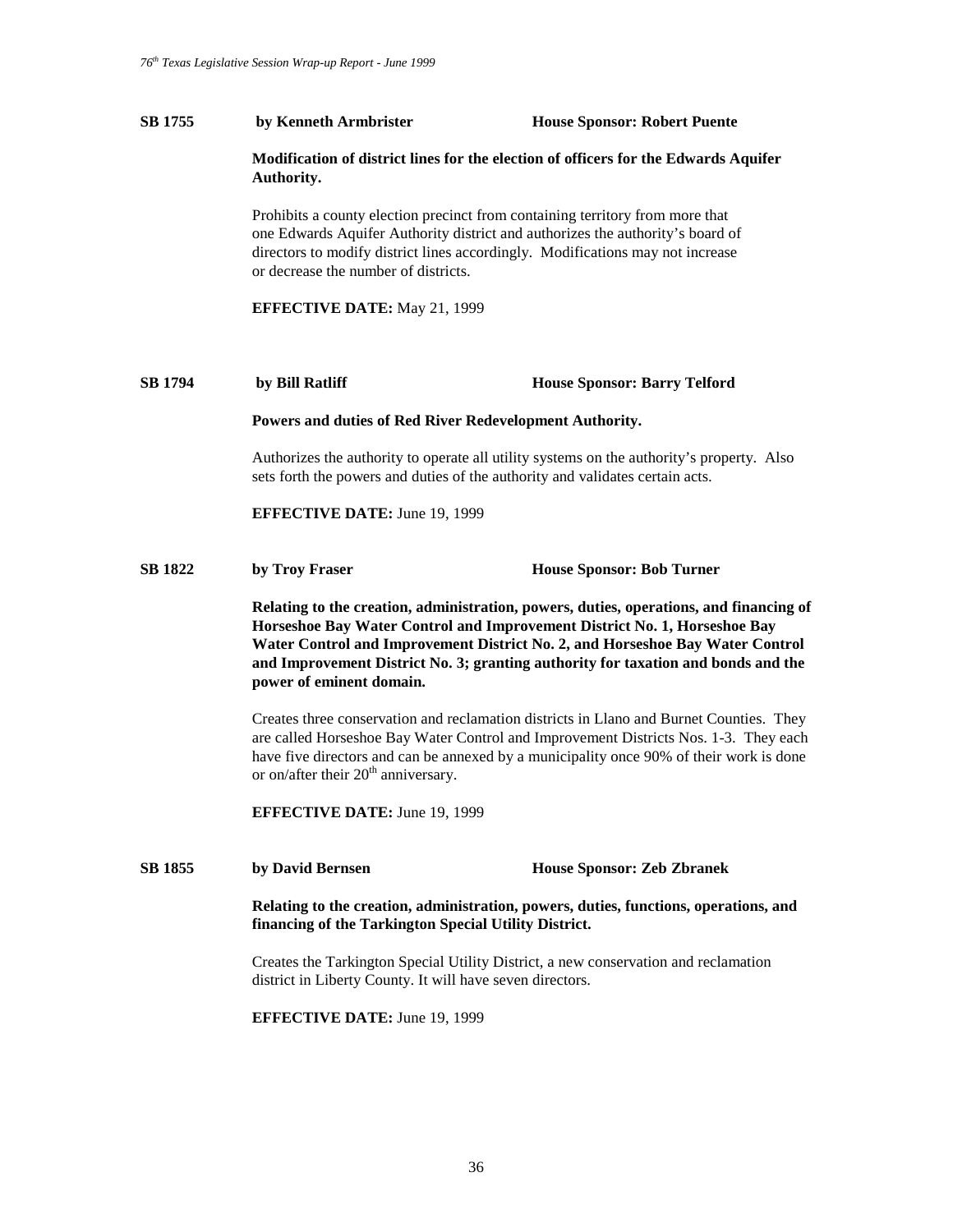**SB 1755** **by Kenneth Armbrister** **House Sponsor: Robert Puente**

**Modification of district lines for the election of officers for the Edwards Aquifer Authority.**

Prohibits a county election precinct from containing territory from more that one Edwards Aquifer Authority district and authorizes the authority's board of directors to modify district lines accordingly. Modifications may not increase or decrease the number of districts.

**EFFECTIVE DATE:** May 21, 1999

**SB 1794** **by Bill Ratliff** **House Sponsor: Barry Telford**

**Powers and duties of Red River Redevelopment Authority.**

Authorizes the authority to operate all utility systems on the authority's property. Also sets forth the powers and duties of the authority and validates certain acts.

**EFFECTIVE DATE:** June 19, 1999

**SB 1822** **by Troy Fraser** **House Sponsor: Bob Turner**

**Relating to the creation, administration, powers, duties, operations, and financing of Horseshoe Bay Water Control and Improvement District No. 1, Horseshoe Bay Water Control and Improvement District No. 2, and Horseshoe Bay Water Control and Improvement District No. 3; granting authority for taxation and bonds and the power of eminent domain.**

Creates three conservation and reclamation districts in Llano and Burnet Counties. They are called Horseshoe Bay Water Control and Improvement Districts Nos. 1-3. They each have five directors and can be annexed by a municipality once 90% of their work is done or on/after their 20th anniversary.

**EFFECTIVE DATE:** June 19, 1999

**SB 1855** **by David Bernsen** **House Sponsor: Zeb Zbranek**

**Relating to the creation, administration, powers, duties, functions, operations, and financing of the Tarkington Special Utility District.**

Creates the Tarkington Special Utility District, a new conservation and reclamation district in Liberty County. It will have seven directors.

**EFFECTIVE DATE:** June 19, 1999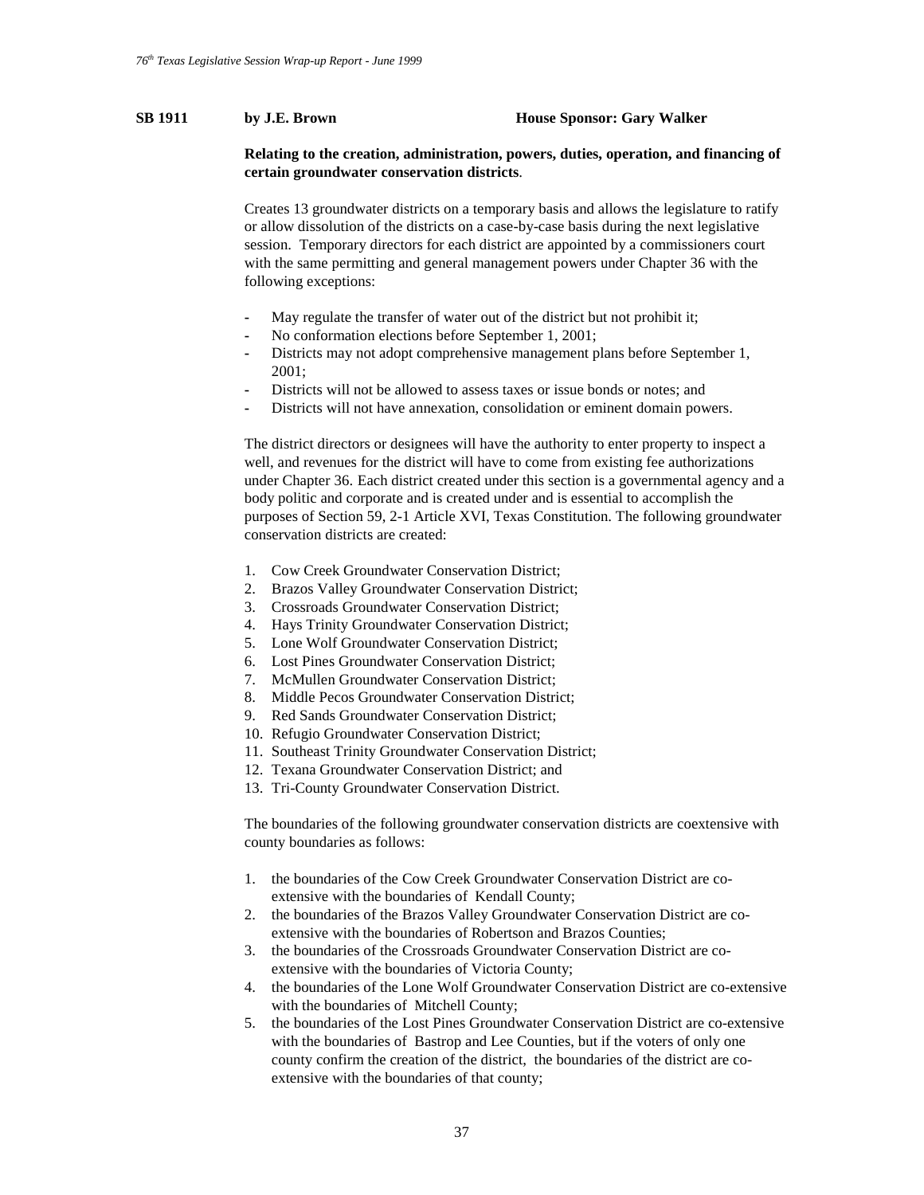**SB 1911** **by J.E. Brown** **House Sponsor: Gary Walker**

**Relating to the creation, administration, powers, duties, operation, and financing of certain groundwater conservation districts**.

Creates 13 groundwater districts on a temporary basis and allows the legislature to ratify or allow dissolution of the districts on a case-by-case basis during the next legislative session. Temporary directors for each district are appointed by a commissioners court with the same permitting and general management powers under Chapter 36 with the following exceptions:

- May regulate the transfer of water out of the district but not prohibit it;
- No conformation elections before September 1, 2001;
- Districts may not adopt comprehensive management plans before September 1, 2001;
- Districts will not be allowed to assess taxes or issue bonds or notes; and
- Districts will not have annexation, consolidation or eminent domain powers.

The district directors or designees will have the authority to enter property to inspect a well, and revenues for the district will have to come from existing fee authorizations under Chapter 36. Each district created under this section is a governmental agency and a body politic and corporate and is created under and is essential to accomplish the purposes of Section 59, 2-1 Article XVI, Texas Constitution. The following groundwater conservation districts are created:

1. Cow Creek Groundwater Conservation District;
2. Brazos Valley Groundwater Conservation District;
3. Crossroads Groundwater Conservation District;
4. Hays Trinity Groundwater Conservation District;
5. Lone Wolf Groundwater Conservation District;
6. Lost Pines Groundwater Conservation District;
7. McMullen Groundwater Conservation District;
8. Middle Pecos Groundwater Conservation District;
9. Red Sands Groundwater Conservation District;
10. Refugio Groundwater Conservation District;
11. Southeast Trinity Groundwater Conservation District;
12. Texana Groundwater Conservation District; and
13. Tri-County Groundwater Conservation District.

The boundaries of the following groundwater conservation districts are coextensive with county boundaries as follows:

1. the boundaries of the Cow Creek Groundwater Conservation District are co-extensive with the boundaries of Kendall County;
2. the boundaries of the Brazos Valley Groundwater Conservation District are co-extensive with the boundaries of Robertson and Brazos Counties;
3. the boundaries of the Crossroads Groundwater Conservation District are co-extensive with the boundaries of Victoria County;
4. the boundaries of the Lone Wolf Groundwater Conservation District are co-extensive with the boundaries of Mitchell County;
5. the boundaries of the Lost Pines Groundwater Conservation District are co-extensive with the boundaries of Bastrop and Lee Counties, but if the voters of only one county confirm the creation of the district, the boundaries of the district are co-extensive with the boundaries of that county;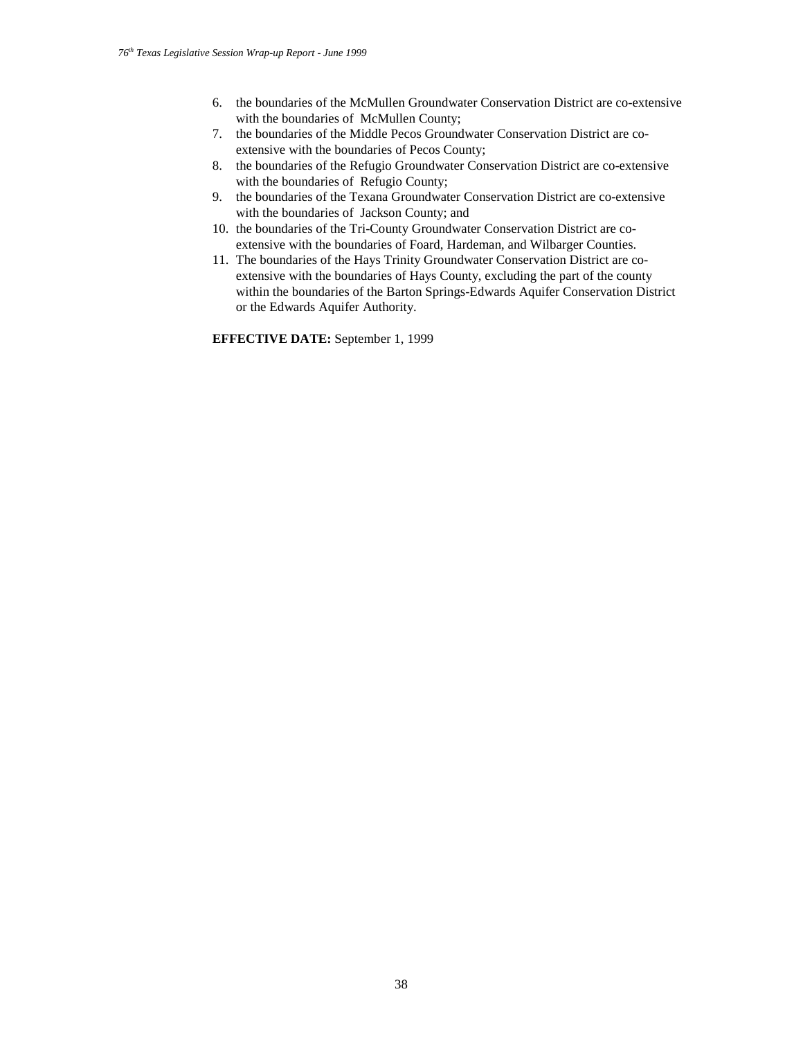6. the boundaries of the McMullen Groundwater Conservation District are co-extensive with the boundaries of McMullen County;
7. the boundaries of the Middle Pecos Groundwater Conservation District are co-extensive with the boundaries of Pecos County;
8. the boundaries of the Refugio Groundwater Conservation District are co-extensive with the boundaries of Refugio County;
9. the boundaries of the Texana Groundwater Conservation District are co-extensive with the boundaries of Jackson County; and
10. the boundaries of the Tri-County Groundwater Conservation District are co-extensive with the boundaries of Foard, Hardeman, and Wilbarger Counties.
11. The boundaries of the Hays Trinity Groundwater Conservation District are co-extensive with the boundaries of Hays County, excluding the part of the county within the boundaries of the Barton Springs-Edwards Aquifer Conservation District or the Edwards Aquifer Authority.

**EFFECTIVE DATE:** September 1, 1999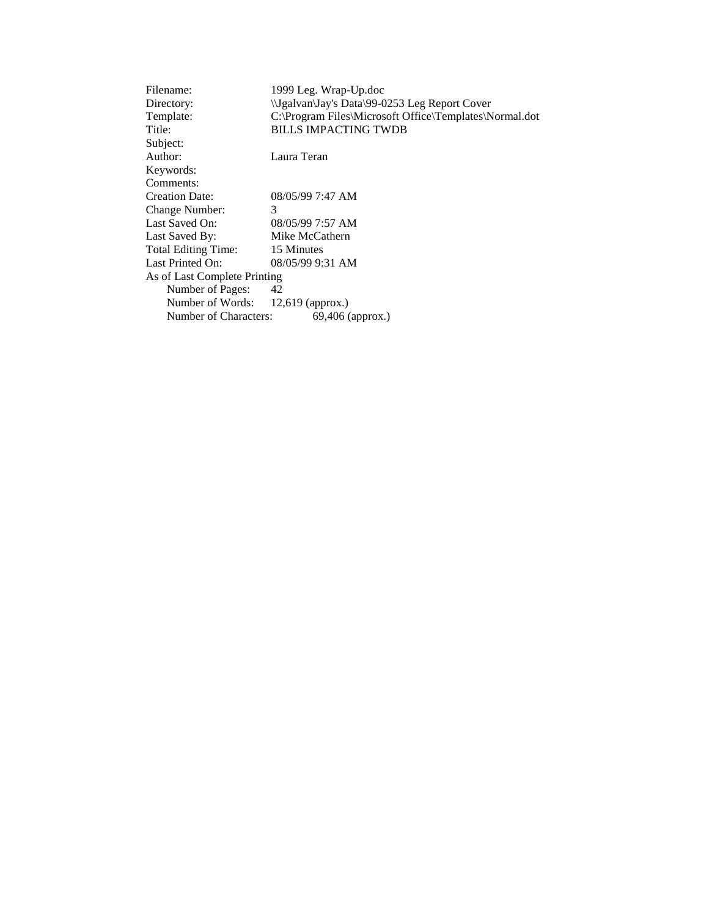Filename: 1999 Leg. Wrap-Up.doc
Directory: \\Jgalvan\Jay's Data\99-0253 Leg Report Cover
Template: C:\Program Files\Microsoft Office\Templates\Normal.dot
Title: BILLS IMPACTING TWDB
Subject:
Author: Laura Teran
Keywords:
Comments:
Creation Date: 08/05/99 7:47 AM
Change Number: 3
Last Saved On: 08/05/99 7:57 AM
Last Saved By: Mike McCathern
Total Editing Time: 15 Minutes
Last Printed On: 08/05/99 9:31 AM
As of Last Complete Printing
    Number of Pages: 42
    Number of Words: 12,619 (approx.)
    Number of Characters: 69,406 (approx.)